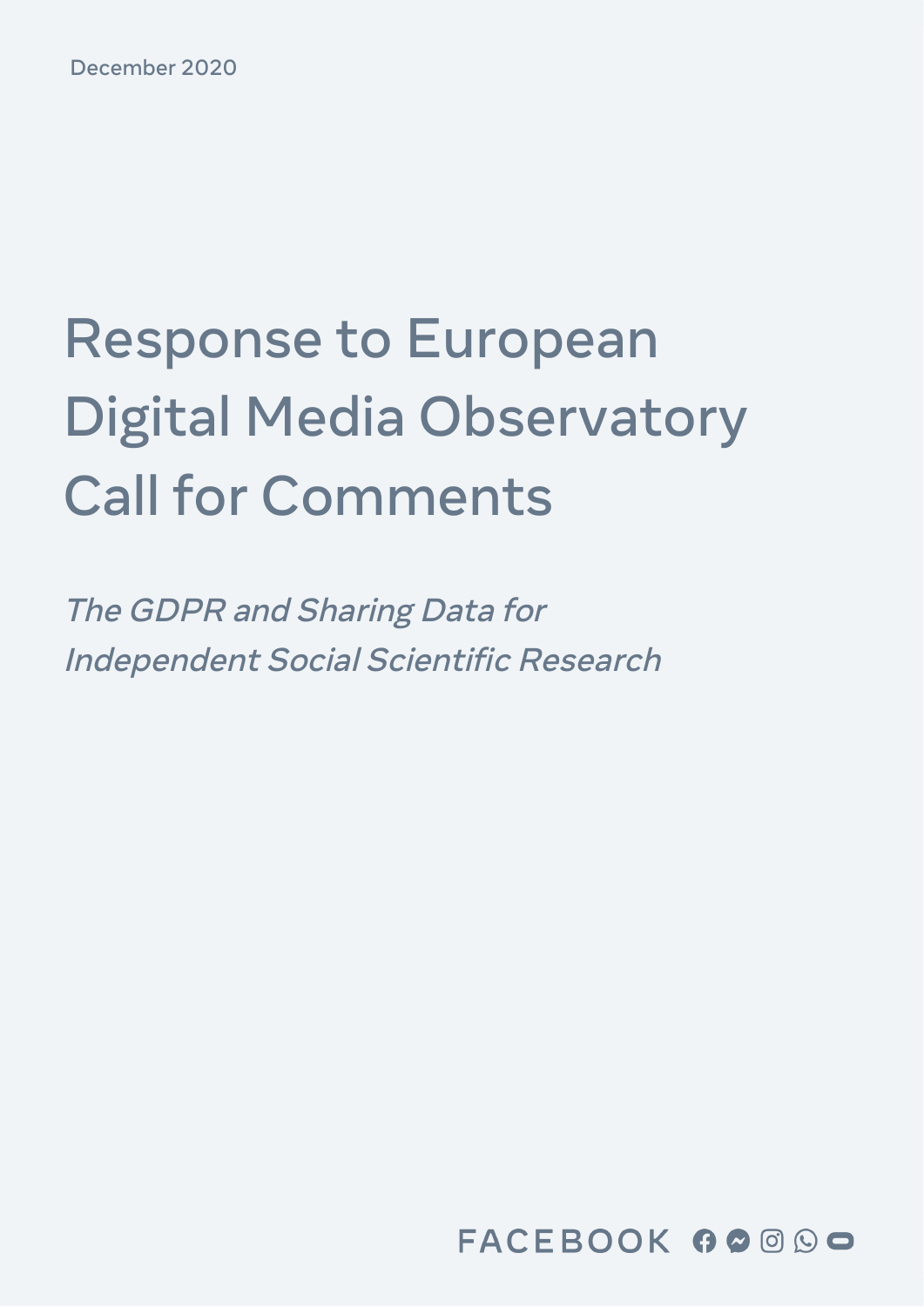December 2020

# Response to European Digital Media Observatory Call for Comments

*The GDPR and Sharing Data for Independent Social Scientific Research*

FACEBOOK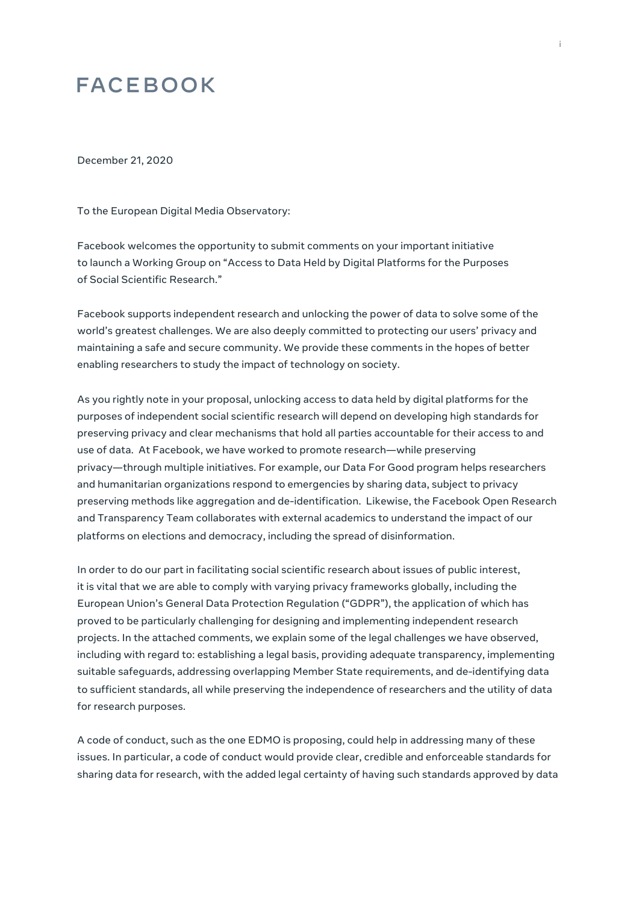# FACEBOOK

December 21, 2020

To the European Digital Media Observatory:

Facebook welcomes the opportunity to submit comments on your important initiative to launch a Working Group on "Access to Data Held by Digital Platforms for the Purposes of Social Scientific Research."

Facebook supports independent research and unlocking the power of data to solve some of the world's greatest challenges. We are also deeply committed to protecting our users' privacy and maintaining a safe and secure community. We provide these comments in the hopes of better enabling researchers to study the impact of technology on society.

As you rightly note in your proposal, unlocking access to data held by digital platforms for the purposes of independent social scientific research will depend on developing high standards for preserving privacy and clear mechanisms that hold all parties accountable for their access to and use of data. At Facebook, we have worked to promote research—while preserving privacy—through multiple initiatives. For example, our Data For Good program helps researchers and humanitarian organizations respond to emergencies by sharing data, subject to privacy preserving methods like aggregation and de-identification. Likewise, the Facebook Open Research and Transparency Team collaborates with external academics to understand the impact of our platforms on elections and democracy, including the spread of disinformation.

In order to do our part in facilitating social scientific research about issues of public interest, it is vital that we are able to comply with varying privacy frameworks globally, including the European Union's General Data Protection Regulation ("GDPR"), the application of which has proved to be particularly challenging for designing and implementing independent research projects. In the attached comments, we explain some of the legal challenges we have observed, including with regard to: establishing a legal basis, providing adequate transparency, implementing suitable safeguards, addressing overlapping Member State requirements, and de-identifying data to sufficient standards, all while preserving the independence of researchers and the utility of data for research purposes.

A code of conduct, such as the one EDMO is proposing, could help in addressing many of these issues. In particular, a code of conduct would provide clear, credible and enforceable standards for sharing data for research, with the added legal certainty of having such standards approved by data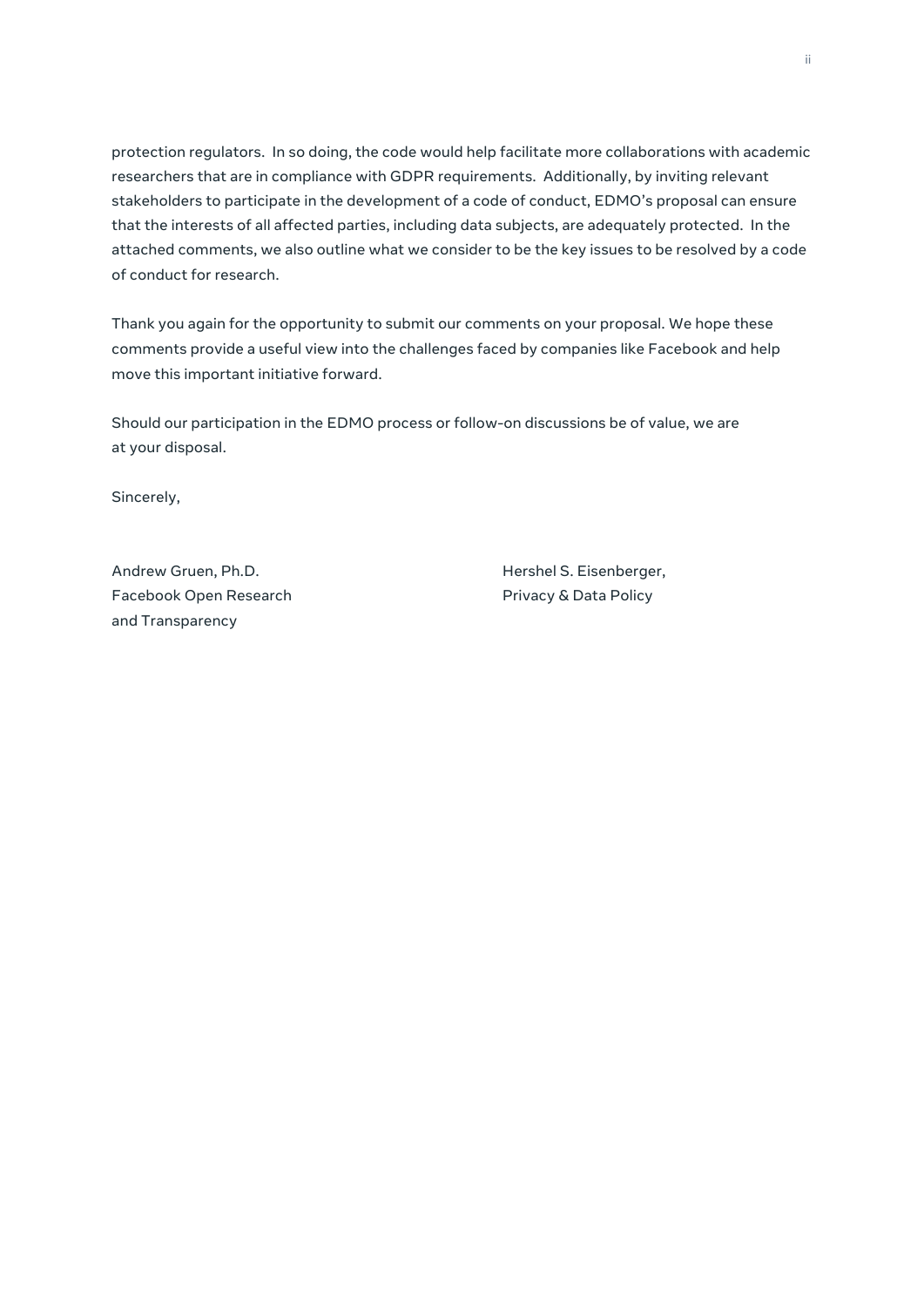protection regulators. In so doing, the code would help facilitate more collaborations with academic researchers that are in compliance with GDPR requirements. Additionally, by inviting relevant stakeholders to participate in the development of a code of conduct, EDMO's proposal can ensure that the interests of all affected parties, including data subjects, are adequately protected. In the attached comments, we also outline what we consider to be the key issues to be resolved by a code of conduct for research.

Thank you again for the opportunity to submit our comments on your proposal. We hope these comments provide a useful view into the challenges faced by companies like Facebook and help move this important initiative forward.

Should our participation in the EDMO process or follow-on discussions be of value, we are at your disposal.

Sincerely,

Andrew Gruen, Ph.D.
Facebook Open Research
and Transparency

Hershel S. Eisenberger,
Privacy & Data Policy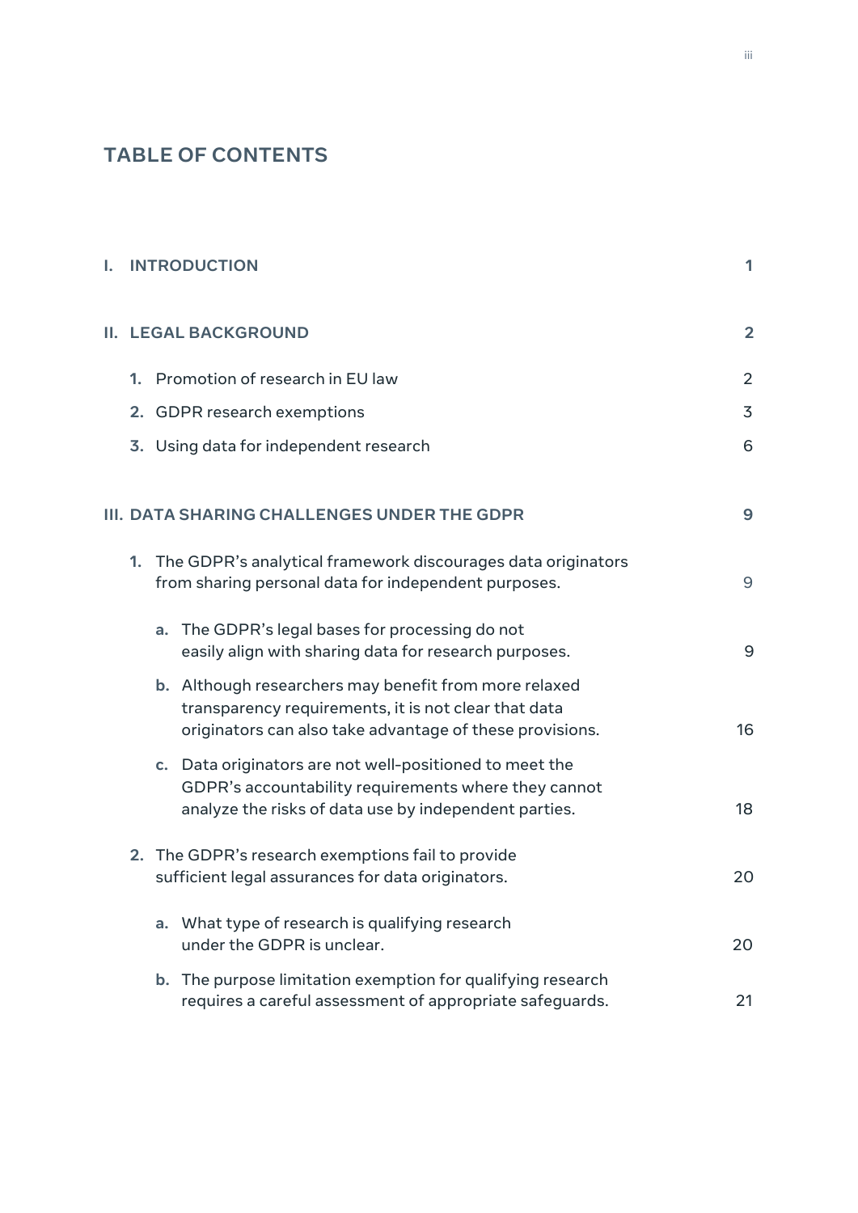# TABLE OF CONTENTS

**I. INTRODUCTION** — **1**

**II. LEGAL BACKGROUND** — **2**

1. Promotion of research in EU law — 2
2. GDPR research exemptions — 3
3. Using data for independent research — 6

**III. DATA SHARING CHALLENGES UNDER THE GDPR** — **9**

1. The GDPR's analytical framework discourages data originators from sharing personal data for independent purposes. — 9
   - a. The GDPR's legal bases for processing do not easily align with sharing data for research purposes. — 9
   - b. Although researchers may benefit from more relaxed transparency requirements, it is not clear that data originators can also take advantage of these provisions. — 16
   - c. Data originators are not well-positioned to meet the GDPR's accountability requirements where they cannot analyze the risks of data use by independent parties. — 18
2. The GDPR's research exemptions fail to provide sufficient legal assurances for data originators. — 20
   - a. What type of research is qualifying research under the GDPR is unclear. — 20
   - b. The purpose limitation exemption for qualifying research requires a careful assessment of appropriate safeguards. — 21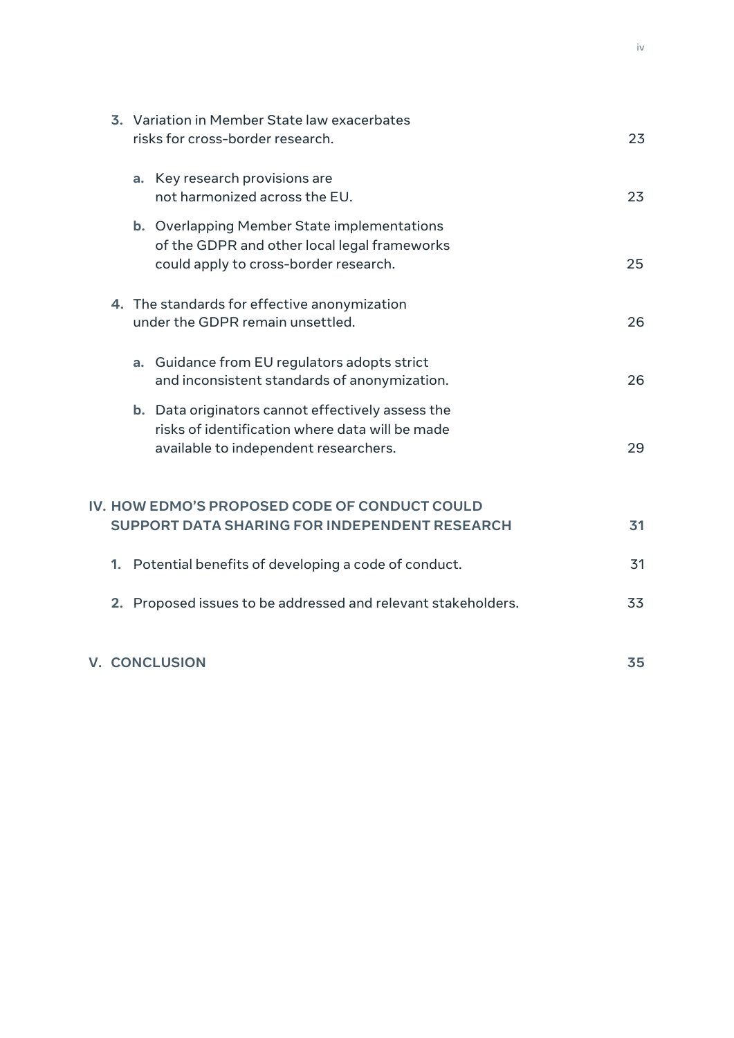3. Variation in Member State law exacerbates risks for cross-border research. 23

    a. Key research provisions are not harmonized across the EU. 23

    b. Overlapping Member State implementations of the GDPR and other local legal frameworks could apply to cross-border research. 25

4. The standards for effective anonymization under the GDPR remain unsettled. 26

    a. Guidance from EU regulators adopts strict and inconsistent standards of anonymization. 26

    b. Data originators cannot effectively assess the risks of identification where data will be made available to independent researchers. 29

**IV. HOW EDMO'S PROPOSED CODE OF CONDUCT COULD SUPPORT DATA SHARING FOR INDEPENDENT RESEARCH 31**

1. Potential benefits of developing a code of conduct. 31

2. Proposed issues to be addressed and relevant stakeholders. 33

**V. CONCLUSION 35**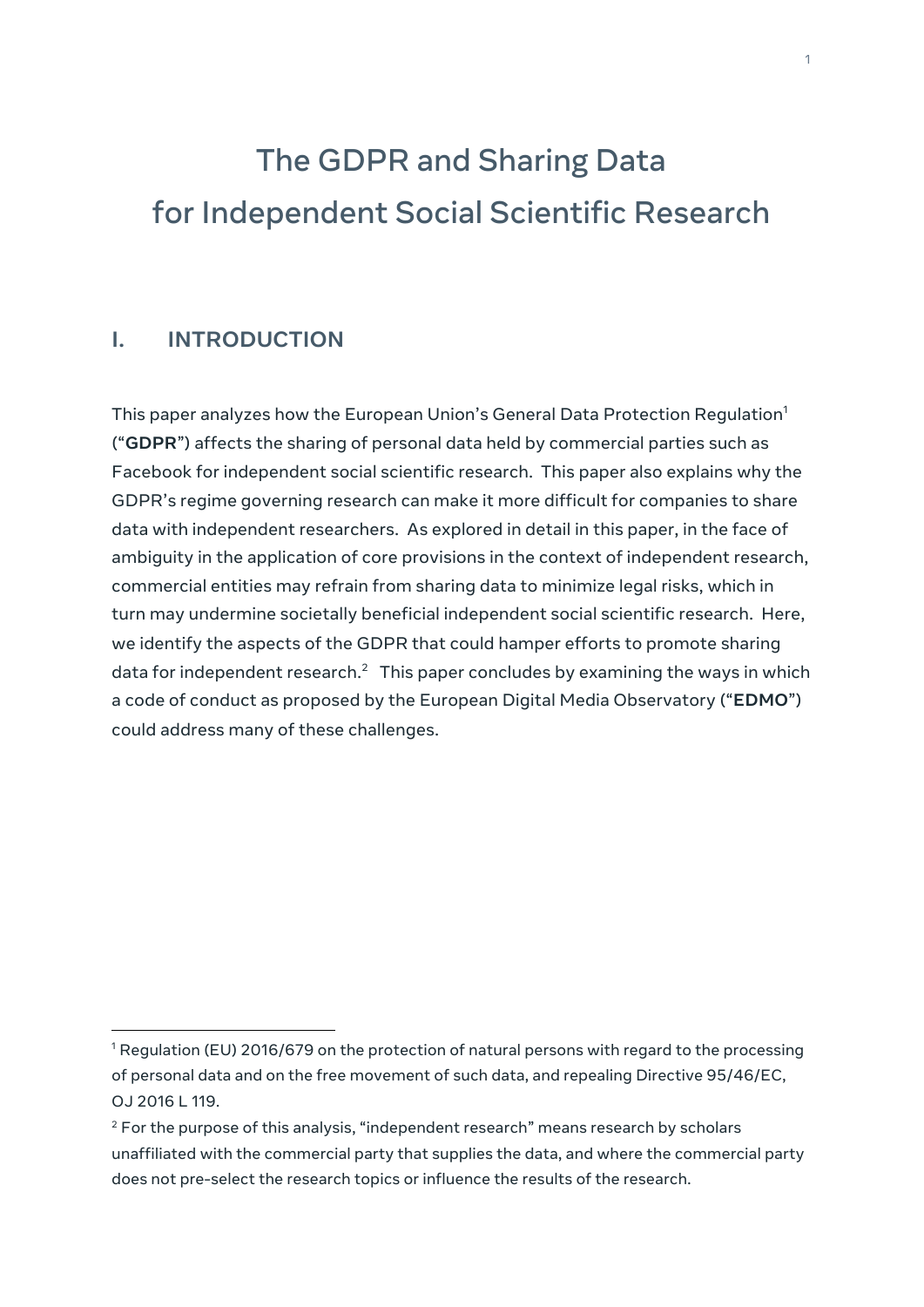# The GDPR and Sharing Data for Independent Social Scientific Research

## I. INTRODUCTION

This paper analyzes how the European Union's General Data Protection Regulation[1] ("**GDPR**") affects the sharing of personal data held by commercial parties such as Facebook for independent social scientific research. This paper also explains why the GDPR's regime governing research can make it more difficult for companies to share data with independent researchers. As explored in detail in this paper, in the face of ambiguity in the application of core provisions in the context of independent research, commercial entities may refrain from sharing data to minimize legal risks, which in turn may undermine societally beneficial independent social scientific research. Here, we identify the aspects of the GDPR that could hamper efforts to promote sharing data for independent research.[2] This paper concludes by examining the ways in which a code of conduct as proposed by the European Digital Media Observatory ("**EDMO**") could address many of these challenges.

---

[1] Regulation (EU) 2016/679 on the protection of natural persons with regard to the processing of personal data and on the free movement of such data, and repealing Directive 95/46/EC, OJ 2016 L 119.

[2] For the purpose of this analysis, "independent research" means research by scholars unaffiliated with the commercial party that supplies the data, and where the commercial party does not pre-select the research topics or influence the results of the research.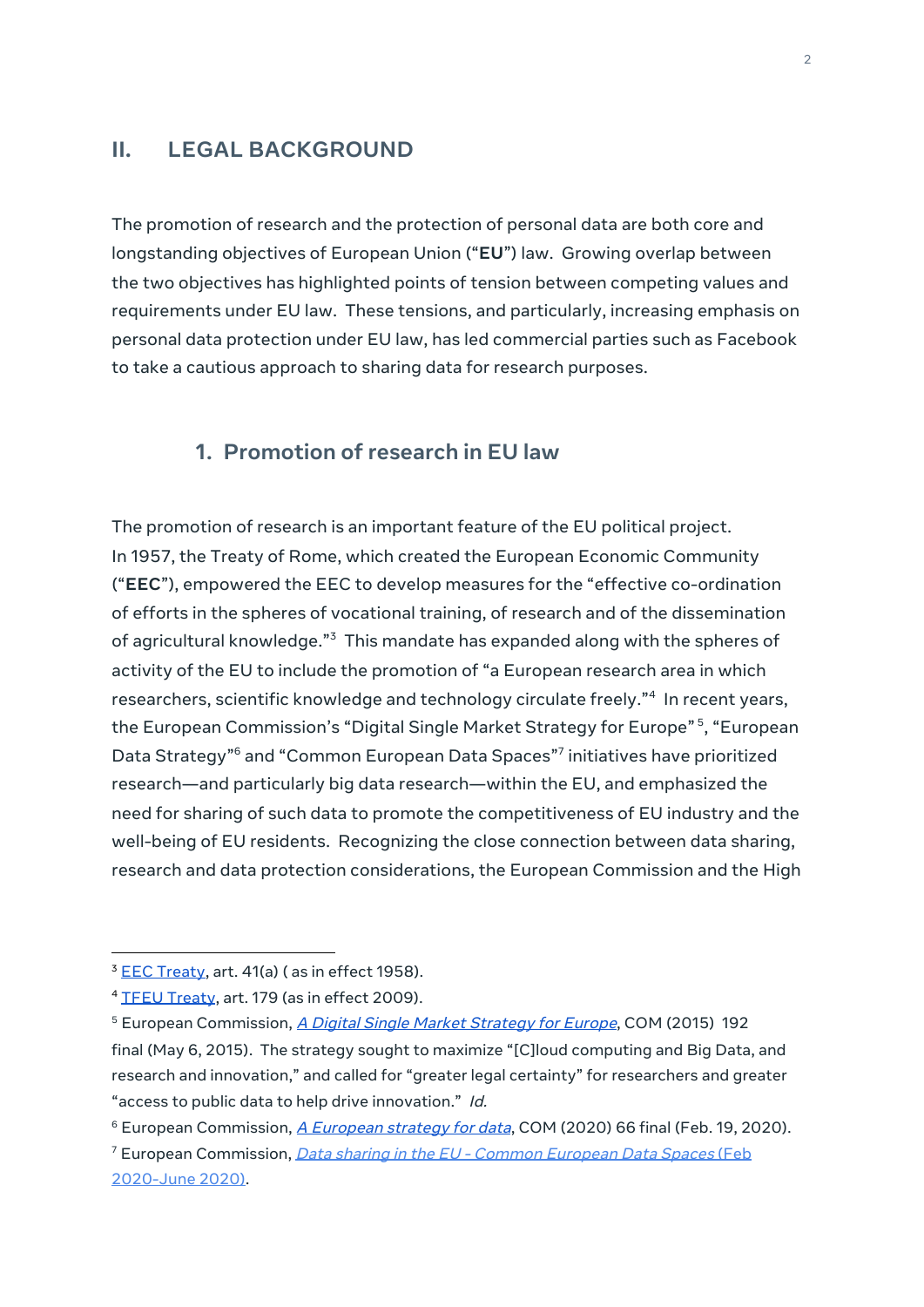## II. LEGAL BACKGROUND

The promotion of research and the protection of personal data are both core and longstanding objectives of European Union ("**EU**") law. Growing overlap between the two objectives has highlighted points of tension between competing values and requirements under EU law. These tensions, and particularly, increasing emphasis on personal data protection under EU law, has led commercial parties such as Facebook to take a cautious approach to sharing data for research purposes.

### 1. Promotion of research in EU law

The promotion of research is an important feature of the EU political project. In 1957, the Treaty of Rome, which created the European Economic Community ("**EEC**"), empowered the EEC to develop measures for the "effective co-ordination of efforts in the spheres of vocational training, of research and of the dissemination of agricultural knowledge."[3] This mandate has expanded along with the spheres of activity of the EU to include the promotion of "a European research area in which researchers, scientific knowledge and technology circulate freely."[4] In recent years, the European Commission's "Digital Single Market Strategy for Europe"[5], "European Data Strategy"[6] and "Common European Data Spaces"[7] initiatives have prioritized research—and particularly big data research—within the EU, and emphasized the need for sharing of such data to promote the competitiveness of EU industry and the well-being of EU residents. Recognizing the close connection between data sharing, research and data protection considerations, the European Commission and the High

---

[3] EEC Treaty, art. 41(a) ( as in effect 1958).

[4] TFEU Treaty, art. 179 (as in effect 2009).

[5] European Commission, *A Digital Single Market Strategy for Europe*, COM (2015) 192 final (May 6, 2015). The strategy sought to maximize "[C]loud computing and Big Data, and research and innovation," and called for "greater legal certainty" for researchers and greater "access to public data to help drive innovation." *Id.*

[6] European Commission, *A European strategy for data*, COM (2020) 66 final (Feb. 19, 2020).

[7] European Commission, *Data sharing in the EU - Common European Data Spaces* (Feb 2020-June 2020).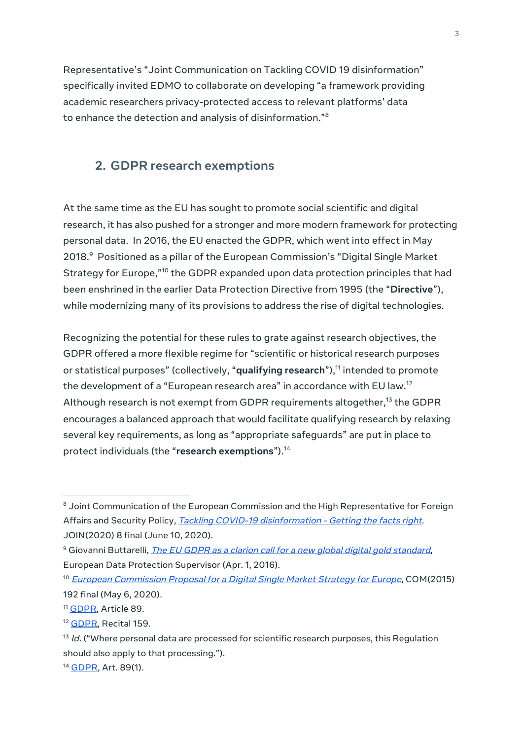Representative's "Joint Communication on Tackling COVID 19 disinformation" specifically invited EDMO to collaborate on developing "a framework providing academic researchers privacy-protected access to relevant platforms' data to enhance the detection and analysis of disinformation."[8]

## 2. GDPR research exemptions

At the same time as the EU has sought to promote social scientific and digital research, it has also pushed for a stronger and more modern framework for protecting personal data. In 2016, the EU enacted the GDPR, which went into effect in May 2018.[9] Positioned as a pillar of the European Commission's "Digital Single Market Strategy for Europe,"[10] the GDPR expanded upon data protection principles that had been enshrined in the earlier Data Protection Directive from 1995 (the "**Directive**"), while modernizing many of its provisions to address the rise of digital technologies.

Recognizing the potential for these rules to grate against research objectives, the GDPR offered a more flexible regime for "scientific or historical research purposes or statistical purposes" (collectively, "**qualifying research**"),[11] intended to promote the development of a "European research area" in accordance with EU law.[12] Although research is not exempt from GDPR requirements altogether,[13] the GDPR encourages a balanced approach that would facilitate qualifying research by relaxing several key requirements, as long as "appropriate safeguards" are put in place to protect individuals (the "**research exemptions**").[14]

---

[8] Joint Communication of the European Commission and the High Representative for Foreign Affairs and Security Policy, *Tackling COVID-19 disinformation - Getting the facts right*. JOIN(2020) 8 final (June 10, 2020).

[9] Giovanni Buttarelli, *The EU GDPR as a clarion call for a new global digital gold standard*, European Data Protection Supervisor (Apr. 1, 2016).

[10] *European Commission Proposal for a Digital Single Market Strategy for Europe*, COM(2015) 192 final (May 6, 2020).

[11] GDPR, Article 89.

[12] GDPR, Recital 159.

[13] *Id.* ("Where personal data are processed for scientific research purposes, this Regulation should also apply to that processing.").

[14] GDPR, Art. 89(1).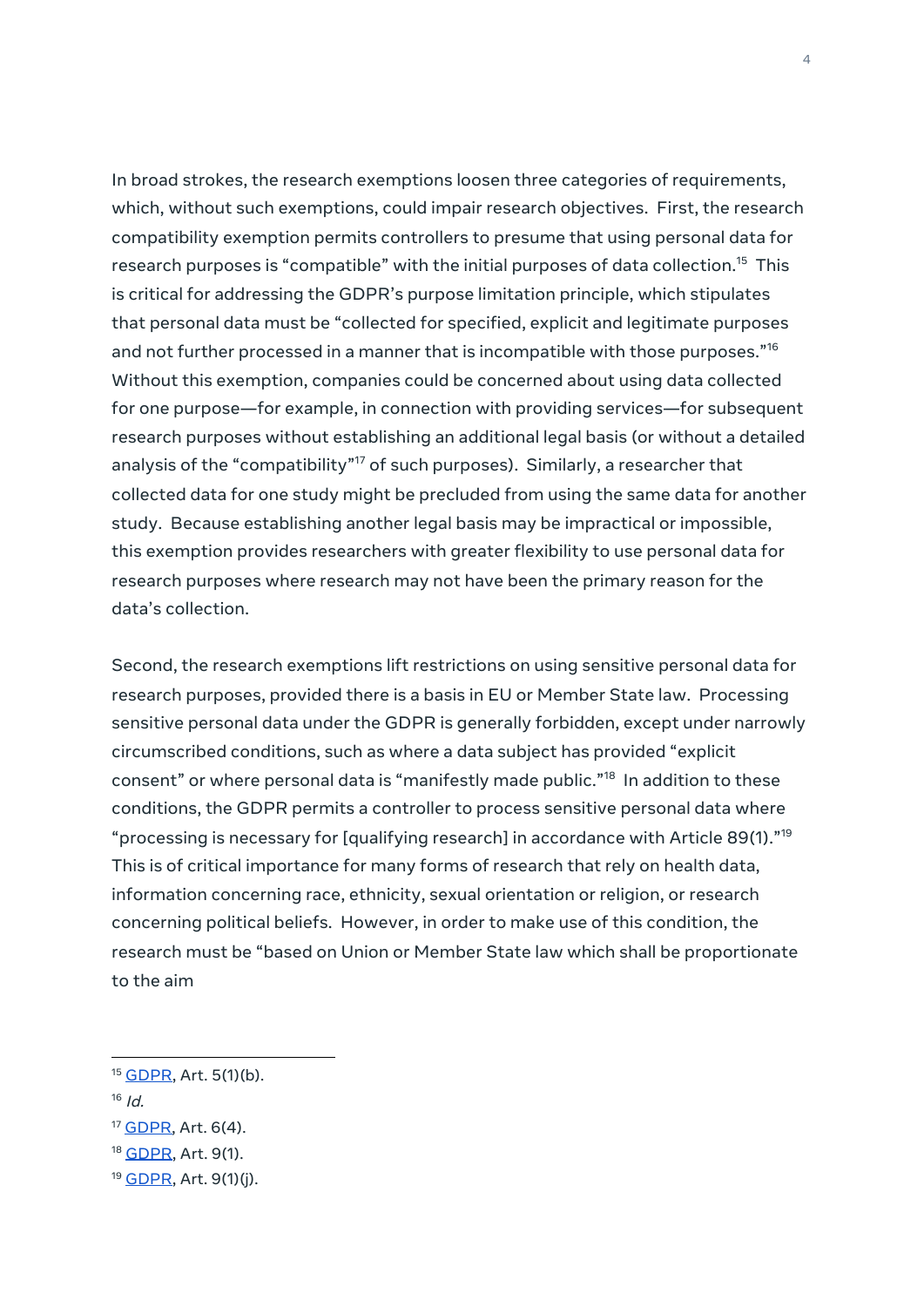In broad strokes, the research exemptions loosen three categories of requirements, which, without such exemptions, could impair research objectives. First, the research compatibility exemption permits controllers to presume that using personal data for research purposes is "compatible" with the initial purposes of data collection.[15] This is critical for addressing the GDPR's purpose limitation principle, which stipulates that personal data must be "collected for specified, explicit and legitimate purposes and not further processed in a manner that is incompatible with those purposes."[16] Without this exemption, companies could be concerned about using data collected for one purpose—for example, in connection with providing services—for subsequent research purposes without establishing an additional legal basis (or without a detailed analysis of the "compatibility"[17] of such purposes). Similarly, a researcher that collected data for one study might be precluded from using the same data for another study. Because establishing another legal basis may be impractical or impossible, this exemption provides researchers with greater flexibility to use personal data for research purposes where research may not have been the primary reason for the data's collection.

Second, the research exemptions lift restrictions on using sensitive personal data for research purposes, provided there is a basis in EU or Member State law. Processing sensitive personal data under the GDPR is generally forbidden, except under narrowly circumscribed conditions, such as where a data subject has provided "explicit consent" or where personal data is "manifestly made public."[18] In addition to these conditions, the GDPR permits a controller to process sensitive personal data where "processing is necessary for [qualifying research] in accordance with Article 89(1)."[19] This is of critical importance for many forms of research that rely on health data, information concerning race, ethnicity, sexual orientation or religion, or research concerning political beliefs. However, in order to make use of this condition, the research must be "based on Union or Member State law which shall be proportionate to the aim

---

[15] GDPR, Art. 5(1)(b).

[16] *Id.*

[17] GDPR, Art. 6(4).

[18] GDPR, Art. 9(1).

[19] GDPR, Art. 9(1)(j).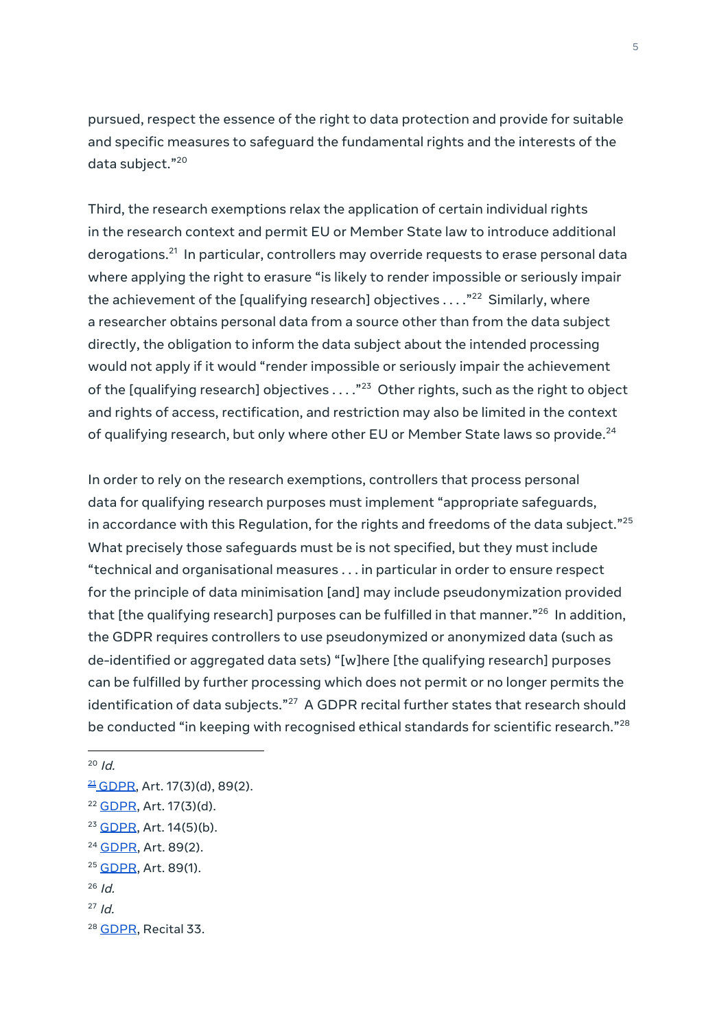pursued, respect the essence of the right to data protection and provide for suitable and specific measures to safeguard the fundamental rights and the interests of the data subject."[20]

Third, the research exemptions relax the application of certain individual rights in the research context and permit EU or Member State law to introduce additional derogations.[21] In particular, controllers may override requests to erase personal data where applying the right to erasure "is likely to render impossible or seriously impair the achievement of the [qualifying research] objectives . . . ."[22] Similarly, where a researcher obtains personal data from a source other than from the data subject directly, the obligation to inform the data subject about the intended processing would not apply if it would "render impossible or seriously impair the achievement of the [qualifying research] objectives . . . ."[23] Other rights, such as the right to object and rights of access, rectification, and restriction may also be limited in the context of qualifying research, but only where other EU or Member State laws so provide.[24]

In order to rely on the research exemptions, controllers that process personal data for qualifying research purposes must implement "appropriate safeguards, in accordance with this Regulation, for the rights and freedoms of the data subject."[25] What precisely those safeguards must be is not specified, but they must include "technical and organisational measures . . . in particular in order to ensure respect for the principle of data minimisation [and] may include pseudonymization provided that [the qualifying research] purposes can be fulfilled in that manner."[26] In addition, the GDPR requires controllers to use pseudonymized or anonymized data (such as de-identified or aggregated data sets) "[w]here [the qualifying research] purposes can be fulfilled by further processing which does not permit or no longer permits the identification of data subjects."[27] A GDPR recital further states that research should be conducted "in keeping with recognised ethical standards for scientific research."[28]

---

[20] *Id.*

[21] GDPR, Art. 17(3)(d), 89(2).

[22] GDPR, Art. 17(3)(d).

[23] GDPR, Art. 14(5)(b).

[24] GDPR, Art. 89(2).

[25] GDPR, Art. 89(1).

[26] *Id.*

[27] *Id.*

[28] GDPR, Recital 33.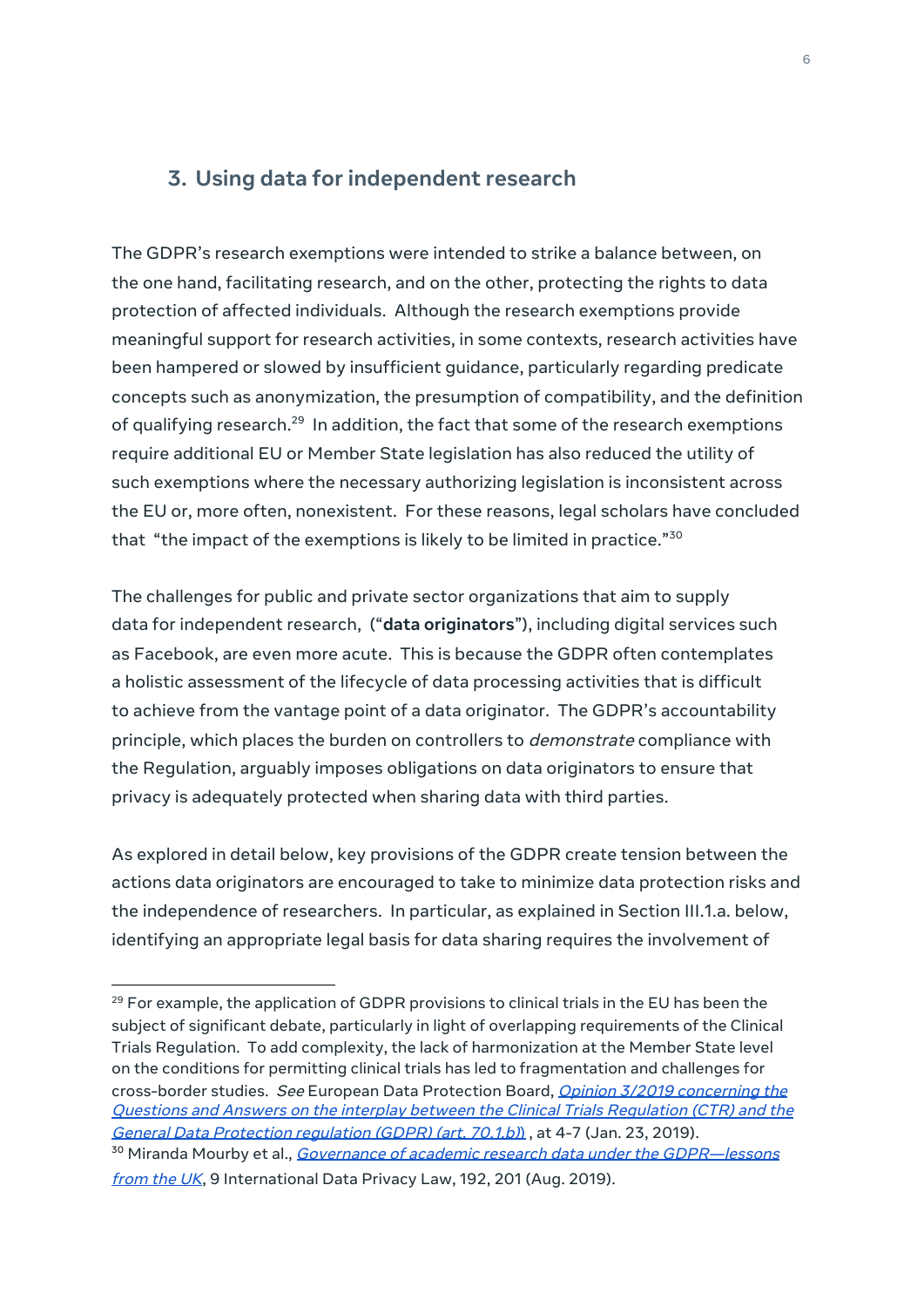## 3. Using data for independent research

The GDPR's research exemptions were intended to strike a balance between, on the one hand, facilitating research, and on the other, protecting the rights to data protection of affected individuals. Although the research exemptions provide meaningful support for research activities, in some contexts, research activities have been hampered or slowed by insufficient guidance, particularly regarding predicate concepts such as anonymization, the presumption of compatibility, and the definition of qualifying research.[29] In addition, the fact that some of the research exemptions require additional EU or Member State legislation has also reduced the utility of such exemptions where the necessary authorizing legislation is inconsistent across the EU or, more often, nonexistent. For these reasons, legal scholars have concluded that "the impact of the exemptions is likely to be limited in practice."[30]

The challenges for public and private sector organizations that aim to supply data for independent research, ("**data originators**"), including digital services such as Facebook, are even more acute. This is because the GDPR often contemplates a holistic assessment of the lifecycle of data processing activities that is difficult to achieve from the vantage point of a data originator. The GDPR's accountability principle, which places the burden on controllers to *demonstrate* compliance with the Regulation, arguably imposes obligations on data originators to ensure that privacy is adequately protected when sharing data with third parties.

As explored in detail below, key provisions of the GDPR create tension between the actions data originators are encouraged to take to minimize data protection risks and the independence of researchers. In particular, as explained in Section III.1.a. below, identifying an appropriate legal basis for data sharing requires the involvement of

---

[29] For example, the application of GDPR provisions to clinical trials in the EU has been the subject of significant debate, particularly in light of overlapping requirements of the Clinical Trials Regulation. To add complexity, the lack of harmonization at the Member State level on the conditions for permitting clinical trials has led to fragmentation and challenges for cross-border studies. *See* European Data Protection Board, [*Opinion 3/2019 concerning the Questions and Answers on the interplay between the Clinical Trials Regulation (CTR) and the General Data Protection regulation (GDPR) (art. 70.1.b))*](), at 4-7 (Jan. 23, 2019).

[30] Miranda Mourby et al., [*Governance of academic research data under the GDPR—lessons from the UK*](), 9 International Data Privacy Law, 192, 201 (Aug. 2019).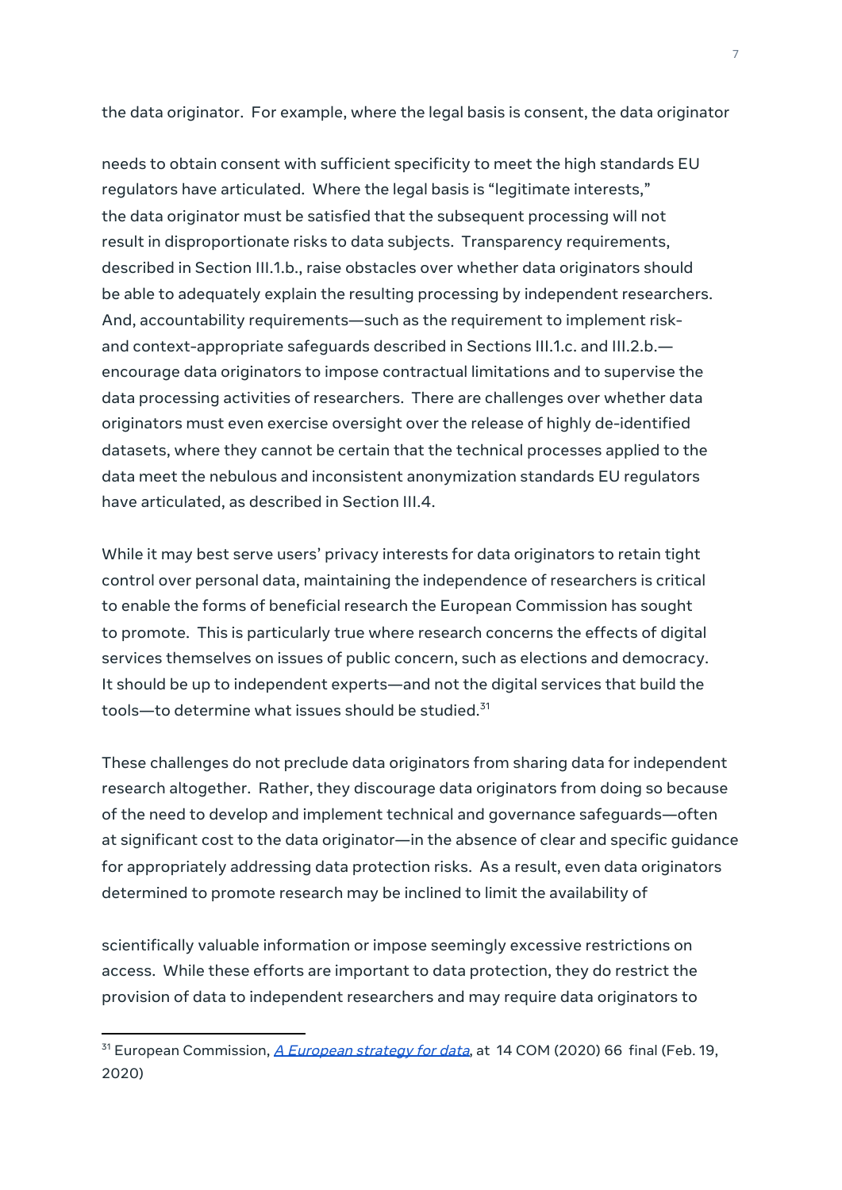the data originator. For example, where the legal basis is consent, the data originator needs to obtain consent with sufficient specificity to meet the high standards EU regulators have articulated. Where the legal basis is "legitimate interests," the data originator must be satisfied that the subsequent processing will not result in disproportionate risks to data subjects. Transparency requirements, described in Section III.1.b., raise obstacles over whether data originators should be able to adequately explain the resulting processing by independent researchers. And, accountability requirements—such as the requirement to implement risk- and context-appropriate safeguards described in Sections III.1.c. and III.2.b.—encourage data originators to impose contractual limitations and to supervise the data processing activities of researchers. There are challenges over whether data originators must even exercise oversight over the release of highly de-identified datasets, where they cannot be certain that the technical processes applied to the data meet the nebulous and inconsistent anonymization standards EU regulators have articulated, as described in Section III.4.

While it may best serve users' privacy interests for data originators to retain tight control over personal data, maintaining the independence of researchers is critical to enable the forms of beneficial research the European Commission has sought to promote. This is particularly true where research concerns the effects of digital services themselves on issues of public concern, such as elections and democracy. It should be up to independent experts—and not the digital services that build the tools—to determine what issues should be studied.[31]

These challenges do not preclude data originators from sharing data for independent research altogether. Rather, they discourage data originators from doing so because of the need to develop and implement technical and governance safeguards—often at significant cost to the data originator—in the absence of clear and specific guidance for appropriately addressing data protection risks. As a result, even data originators determined to promote research may be inclined to limit the availability of scientifically valuable information or impose seemingly excessive restrictions on access. While these efforts are important to data protection, they do restrict the provision of data to independent researchers and may require data originators to

[31] European Commission, *A European strategy for data*, at 14 COM (2020) 66 final (Feb. 19, 2020)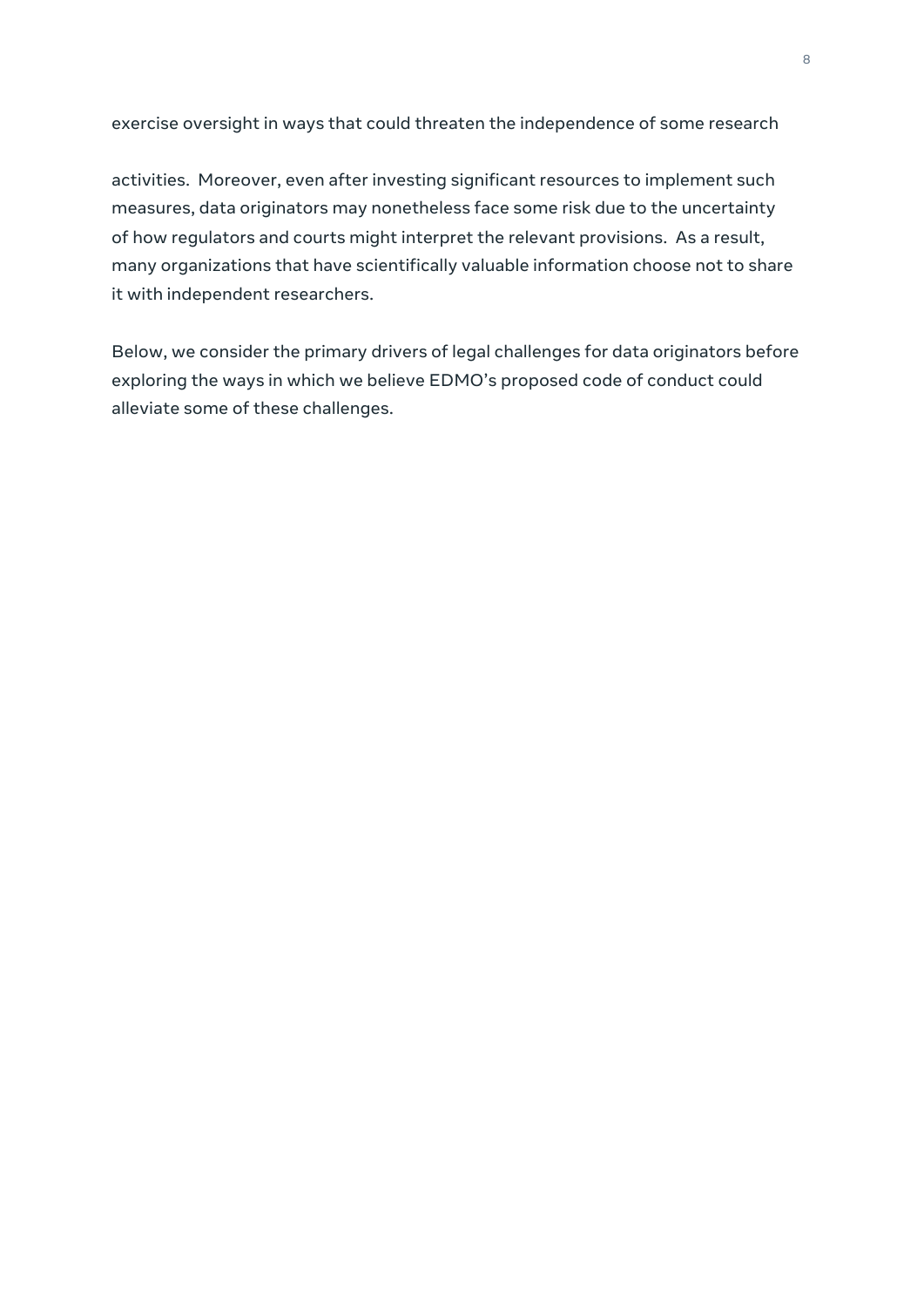exercise oversight in ways that could threaten the independence of some research

activities. Moreover, even after investing significant resources to implement such measures, data originators may nonetheless face some risk due to the uncertainty of how regulators and courts might interpret the relevant provisions. As a result, many organizations that have scientifically valuable information choose not to share it with independent researchers.

Below, we consider the primary drivers of legal challenges for data originators before exploring the ways in which we believe EDMO's proposed code of conduct could alleviate some of these challenges.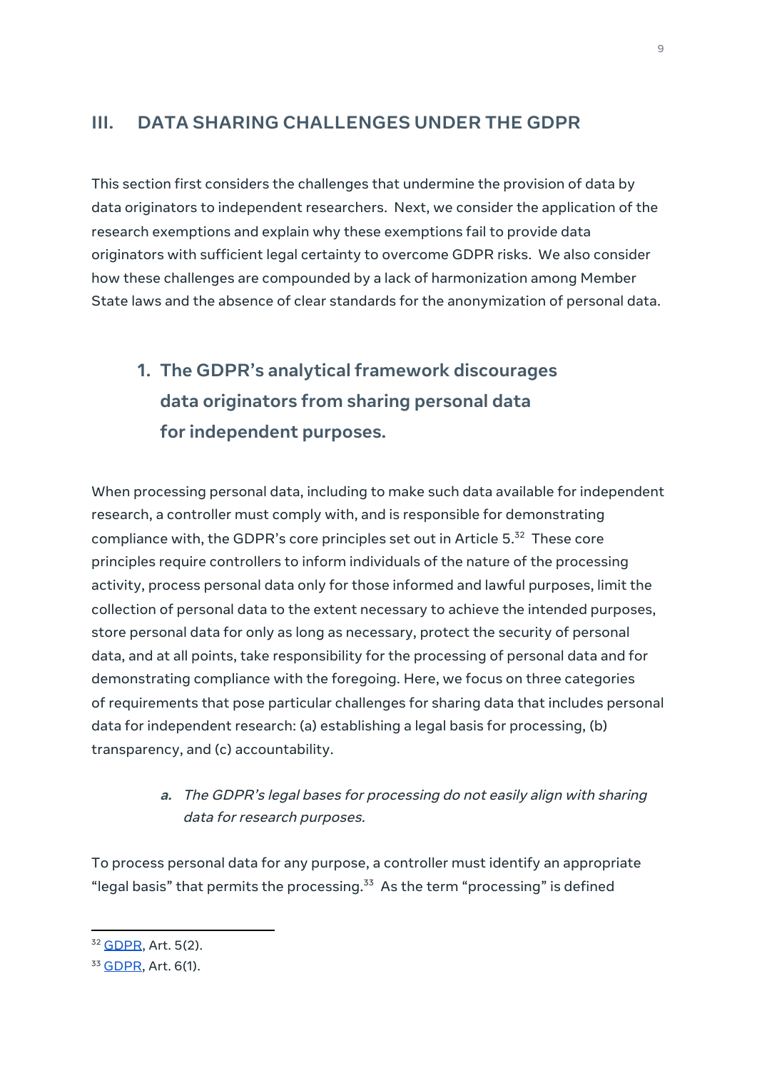## III. DATA SHARING CHALLENGES UNDER THE GDPR

This section first considers the challenges that undermine the provision of data by data originators to independent researchers. Next, we consider the application of the research exemptions and explain why these exemptions fail to provide data originators with sufficient legal certainty to overcome GDPR risks. We also consider how these challenges are compounded by a lack of harmonization among Member State laws and the absence of clear standards for the anonymization of personal data.

### 1. The GDPR's analytical framework discourages data originators from sharing personal data for independent purposes.

When processing personal data, including to make such data available for independent research, a controller must comply with, and is responsible for demonstrating compliance with, the GDPR's core principles set out in Article 5.[32] These core principles require controllers to inform individuals of the nature of the processing activity, process personal data only for those informed and lawful purposes, limit the collection of personal data to the extent necessary to achieve the intended purposes, store personal data for only as long as necessary, protect the security of personal data, and at all points, take responsibility for the processing of personal data and for demonstrating compliance with the foregoing. Here, we focus on three categories of requirements that pose particular challenges for sharing data that includes personal data for independent research: (a) establishing a legal basis for processing, (b) transparency, and (c) accountability.

#### *a. The GDPR's legal bases for processing do not easily align with sharing data for research purposes.*

To process personal data for any purpose, a controller must identify an appropriate "legal basis" that permits the processing.[33] As the term "processing" is defined

---

[32] GDPR, Art. 5(2).

[33] GDPR, Art. 6(1).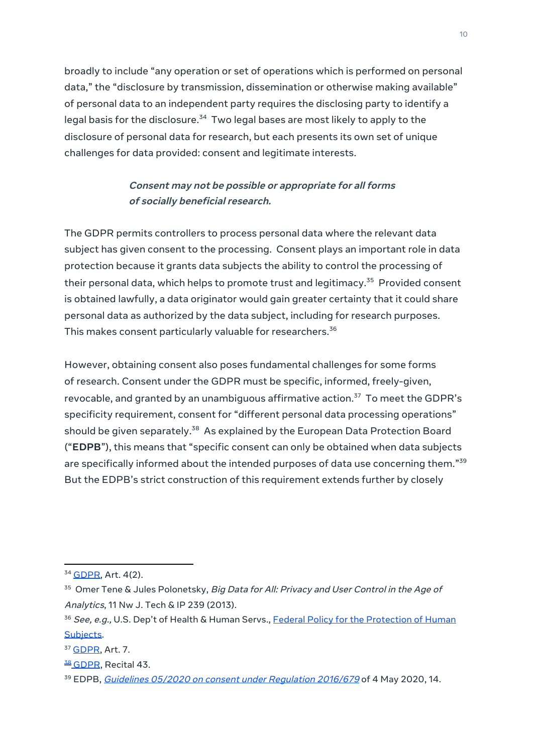broadly to include "any operation or set of operations which is performed on personal data," the "disclosure by transmission, dissemination or otherwise making available" of personal data to an independent party requires the disclosing party to identify a legal basis for the disclosure.[34] Two legal bases are most likely to apply to the disclosure of personal data for research, but each presents its own set of unique challenges for data provided: consent and legitimate interests.

***Consent may not be possible or appropriate for all forms of socially beneficial research.***

The GDPR permits controllers to process personal data where the relevant data subject has given consent to the processing. Consent plays an important role in data protection because it grants data subjects the ability to control the processing of their personal data, which helps to promote trust and legitimacy.[35] Provided consent is obtained lawfully, a data originator would gain greater certainty that it could share personal data as authorized by the data subject, including for research purposes. This makes consent particularly valuable for researchers.[36]

However, obtaining consent also poses fundamental challenges for some forms of research. Consent under the GDPR must be specific, informed, freely-given, revocable, and granted by an unambiguous affirmative action.[37] To meet the GDPR's specificity requirement, consent for "different personal data processing operations" should be given separately.[38] As explained by the European Data Protection Board ("**EDPB**"), this means that "specific consent can only be obtained when data subjects are specifically informed about the intended purposes of data use concerning them."[39] But the EDPB's strict construction of this requirement extends further by closely

---

[34] GDPR, Art. 4(2).

[35] Omer Tene & Jules Polonetsky, *Big Data for All: Privacy and User Control in the Age of Analytics*, 11 Nw J. Tech & IP 239 (2013).

[36] *See, e.g.,* U.S. Dep't of Health & Human Servs., Federal Policy for the Protection of Human Subjects.

[37] GDPR, Art. 7.

[38] GDPR, Recital 43.

[39] EDPB, *Guidelines 05/2020 on consent under Regulation 2016/679* of 4 May 2020, 14.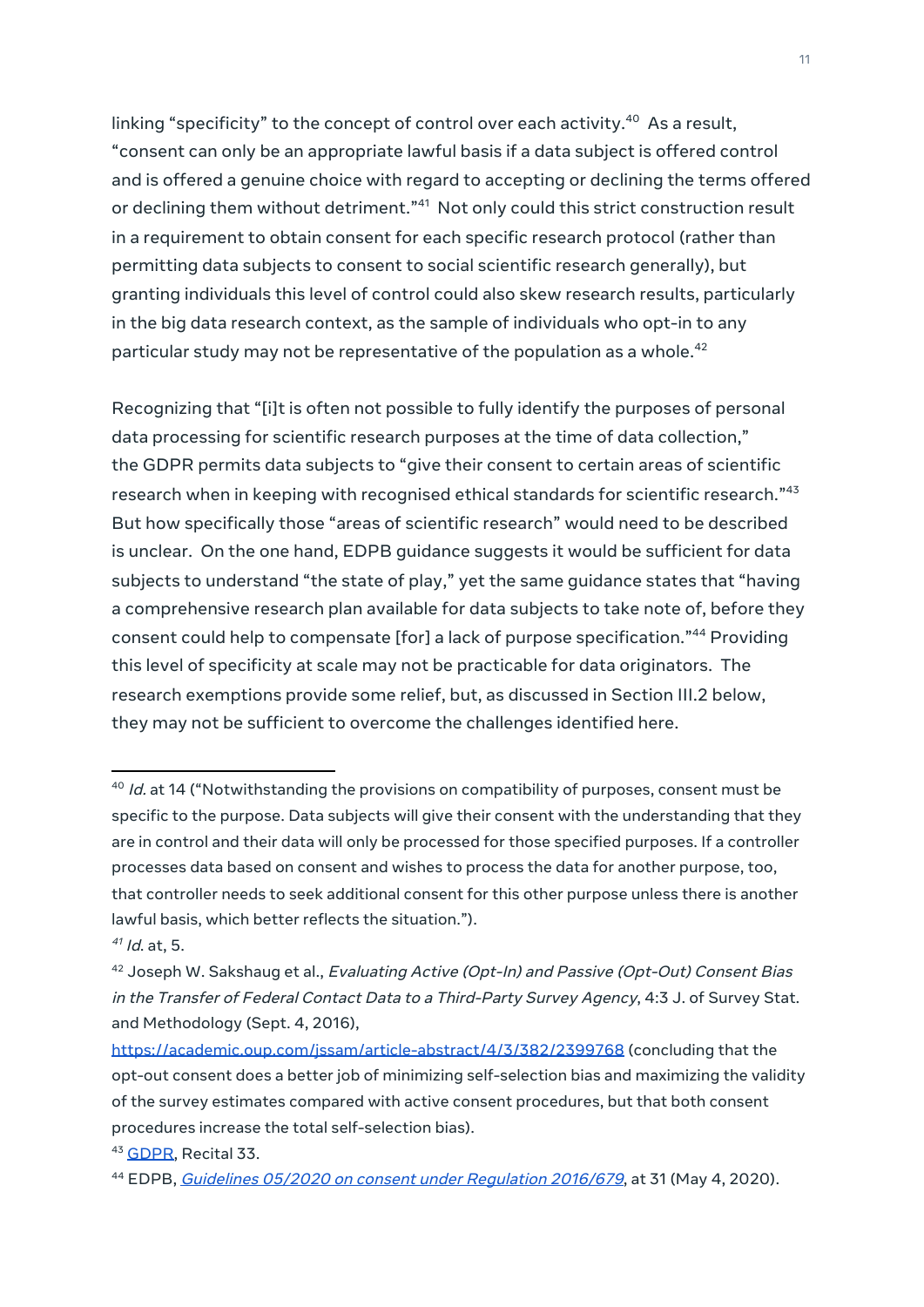linking "specificity" to the concept of control over each activity.[40] As a result, "consent can only be an appropriate lawful basis if a data subject is offered control and is offered a genuine choice with regard to accepting or declining the terms offered or declining them without detriment."[41] Not only could this strict construction result in a requirement to obtain consent for each specific research protocol (rather than permitting data subjects to consent to social scientific research generally), but granting individuals this level of control could also skew research results, particularly in the big data research context, as the sample of individuals who opt-in to any particular study may not be representative of the population as a whole.[42]

Recognizing that "[i]t is often not possible to fully identify the purposes of personal data processing for scientific research purposes at the time of data collection," the GDPR permits data subjects to "give their consent to certain areas of scientific research when in keeping with recognised ethical standards for scientific research."[43] But how specifically those "areas of scientific research" would need to be described is unclear. On the one hand, EDPB guidance suggests it would be sufficient for data subjects to understand "the state of play," yet the same guidance states that "having a comprehensive research plan available for data subjects to take note of, before they consent could help to compensate [for] a lack of purpose specification."[44] Providing this level of specificity at scale may not be practicable for data originators. The research exemptions provide some relief, but, as discussed in Section III.2 below, they may not be sufficient to overcome the challenges identified here.

---

[40] *Id.* at 14 ("Notwithstanding the provisions on compatibility of purposes, consent must be specific to the purpose. Data subjects will give their consent with the understanding that they are in control and their data will only be processed for those specified purposes. If a controller processes data based on consent and wishes to process the data for another purpose, too, that controller needs to seek additional consent for this other purpose unless there is another lawful basis, which better reflects the situation.").

[41] *Id.* at, 5.

[42] Joseph W. Sakshaug et al., *Evaluating Active (Opt-In) and Passive (Opt-Out) Consent Bias in the Transfer of Federal Contact Data to a Third-Party Survey Agency*, 4:3 J. of Survey Stat. and Methodology (Sept. 4, 2016), https://academic.oup.com/jssam/article-abstract/4/3/382/2399768 (concluding that the opt-out consent does a better job of minimizing self-selection bias and maximizing the validity of the survey estimates compared with active consent procedures, but that both consent procedures increase the total self-selection bias).

[43] GDPR, Recital 33.

[44] EDPB, *Guidelines 05/2020 on consent under Regulation 2016/679*, at 31 (May 4, 2020).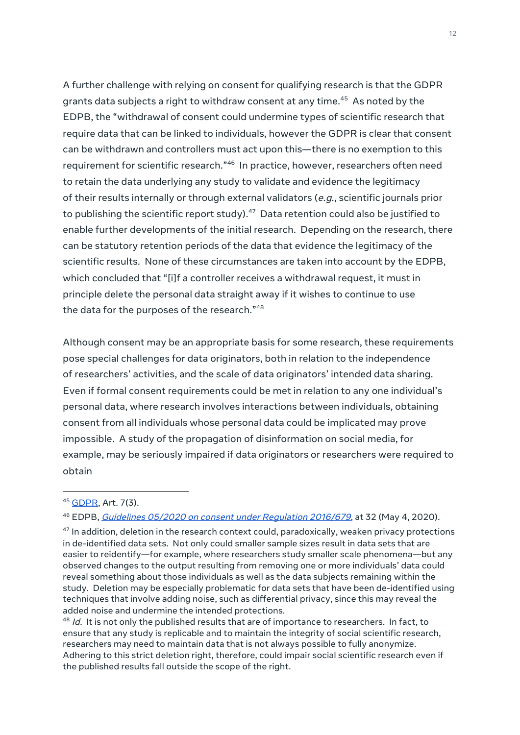A further challenge with relying on consent for qualifying research is that the GDPR grants data subjects a right to withdraw consent at any time.[45] As noted by the EDPB, the "withdrawal of consent could undermine types of scientific research that require data that can be linked to individuals, however the GDPR is clear that consent can be withdrawn and controllers must act upon this—there is no exemption to this requirement for scientific research."[46] In practice, however, researchers often need to retain the data underlying any study to validate and evidence the legitimacy of their results internally or through external validators (*e.g.*, scientific journals prior to publishing the scientific report study).[47] Data retention could also be justified to enable further developments of the initial research. Depending on the research, there can be statutory retention periods of the data that evidence the legitimacy of the scientific results. None of these circumstances are taken into account by the EDPB, which concluded that "[i]f a controller receives a withdrawal request, it must in principle delete the personal data straight away if it wishes to continue to use the data for the purposes of the research."[48]

Although consent may be an appropriate basis for some research, these requirements pose special challenges for data originators, both in relation to the independence of researchers' activities, and the scale of data originators' intended data sharing. Even if formal consent requirements could be met in relation to any one individual's personal data, where research involves interactions between individuals, obtaining consent from all individuals whose personal data could be implicated may prove impossible. A study of the propagation of disinformation on social media, for example, may be seriously impaired if data originators or researchers were required to obtain

---

[45] GDPR, Art. 7(3).

[46] EDPB, *Guidelines 05/2020 on consent under Regulation 2016/679*, at 32 (May 4, 2020).

[47] In addition, deletion in the research context could, paradoxically, weaken privacy protections in de-identified data sets. Not only could smaller sample sizes result in data sets that are easier to reidentify—for example, where researchers study smaller scale phenomena—but any observed changes to the output resulting from removing one or more individuals' data could reveal something about those individuals as well as the data subjects remaining within the study. Deletion may be especially problematic for data sets that have been de-identified using techniques that involve adding noise, such as differential privacy, since this may reveal the added noise and undermine the intended protections.

[48] *Id.* It is not only the published results that are of importance to researchers. In fact, to ensure that any study is replicable and to maintain the integrity of social scientific research, researchers may need to maintain data that is not always possible to fully anonymize. Adhering to this strict deletion right, therefore, could impair social scientific research even if the published results fall outside the scope of the right.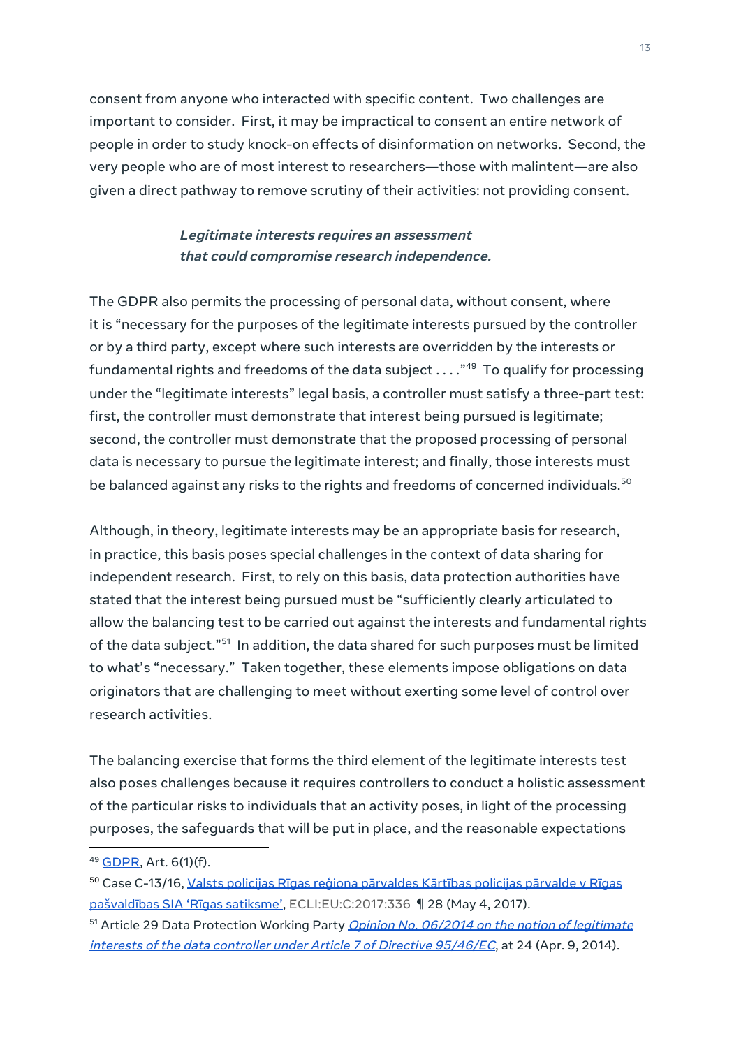consent from anyone who interacted with specific content. Two challenges are important to consider. First, it may be impractical to consent an entire network of people in order to study knock-on effects of disinformation on networks. Second, the very people who are of most interest to researchers—those with malintent—are also given a direct pathway to remove scrutiny of their activities: not providing consent.

### *Legitimate interests requires an assessment that could compromise research independence.*

The GDPR also permits the processing of personal data, without consent, where it is "necessary for the purposes of the legitimate interests pursued by the controller or by a third party, except where such interests are overridden by the interests or fundamental rights and freedoms of the data subject . . . ."[49] To qualify for processing under the "legitimate interests" legal basis, a controller must satisfy a three-part test: first, the controller must demonstrate that interest being pursued is legitimate; second, the controller must demonstrate that the proposed processing of personal data is necessary to pursue the legitimate interest; and finally, those interests must be balanced against any risks to the rights and freedoms of concerned individuals.[50]

Although, in theory, legitimate interests may be an appropriate basis for research, in practice, this basis poses special challenges in the context of data sharing for independent research. First, to rely on this basis, data protection authorities have stated that the interest being pursued must be "sufficiently clearly articulated to allow the balancing test to be carried out against the interests and fundamental rights of the data subject."[51] In addition, the data shared for such purposes must be limited to what's "necessary." Taken together, these elements impose obligations on data originators that are challenging to meet without exerting some level of control over research activities.

The balancing exercise that forms the third element of the legitimate interests test also poses challenges because it requires controllers to conduct a holistic assessment of the particular risks to individuals that an activity poses, in light of the processing purposes, the safeguards that will be put in place, and the reasonable expectations

---

[49] GDPR, Art. 6(1)(f).

[50] Case C-13/16, Valsts policijas Rīgas reģiona pārvaldes Kārtības policijas pārvalde v Rīgas pašvaldības SIA 'Rīgas satiksme', ECLI:EU:C:2017:336 ¶ 28 (May 4, 2017).

[51] Article 29 Data Protection Working Party *Opinion No. 06/2014 on the notion of legitimate interests of the data controller under Article 7 of Directive 95/46/EC*, at 24 (Apr. 9, 2014).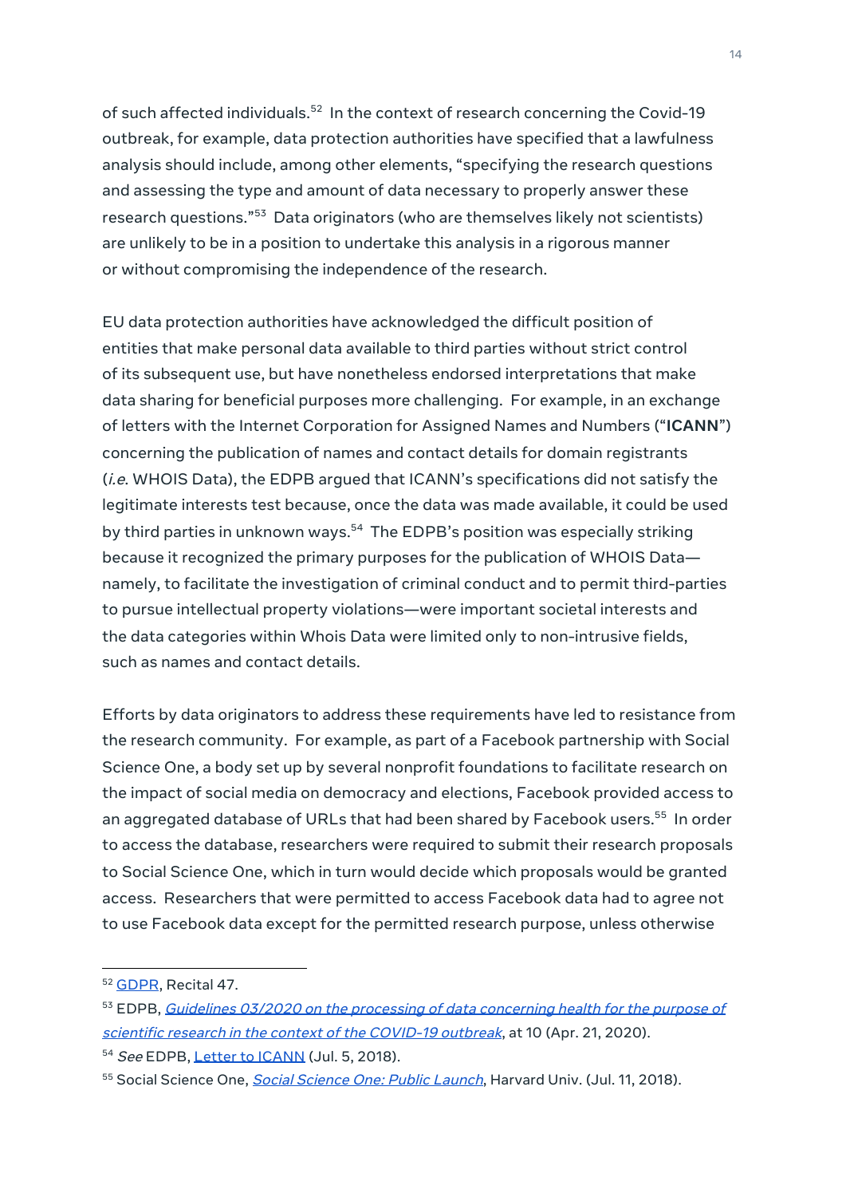of such affected individuals.[52] In the context of research concerning the Covid-19 outbreak, for example, data protection authorities have specified that a lawfulness analysis should include, among other elements, "specifying the research questions and assessing the type and amount of data necessary to properly answer these research questions."[53] Data originators (who are themselves likely not scientists) are unlikely to be in a position to undertake this analysis in a rigorous manner or without compromising the independence of the research.

EU data protection authorities have acknowledged the difficult position of entities that make personal data available to third parties without strict control of its subsequent use, but have nonetheless endorsed interpretations that make data sharing for beneficial purposes more challenging. For example, in an exchange of letters with the Internet Corporation for Assigned Names and Numbers ("**ICANN**") concerning the publication of names and contact details for domain registrants (*i.e.* WHOIS Data), the EDPB argued that ICANN's specifications did not satisfy the legitimate interests test because, once the data was made available, it could be used by third parties in unknown ways.[54] The EDPB's position was especially striking because it recognized the primary purposes for the publication of WHOIS Data—namely, to facilitate the investigation of criminal conduct and to permit third-parties to pursue intellectual property violations—were important societal interests and the data categories within Whois Data were limited only to non-intrusive fields, such as names and contact details.

Efforts by data originators to address these requirements have led to resistance from the research community. For example, as part of a Facebook partnership with Social Science One, a body set up by several nonprofit foundations to facilitate research on the impact of social media on democracy and elections, Facebook provided access to an aggregated database of URLs that had been shared by Facebook users.[55] In order to access the database, researchers were required to submit their research proposals to Social Science One, which in turn would decide which proposals would be granted access. Researchers that were permitted to access Facebook data had to agree not to use Facebook data except for the permitted research purpose, unless otherwise

---

[52] GDPR, Recital 47.

[53] EDPB, *Guidelines 03/2020 on the processing of data concerning health for the purpose of scientific research in the context of the COVID-19 outbreak*, at 10 (Apr. 21, 2020).

[54] *See* EDPB, Letter to ICANN (Jul. 5, 2018).

[55] Social Science One, *Social Science One: Public Launch*, Harvard Univ. (Jul. 11, 2018).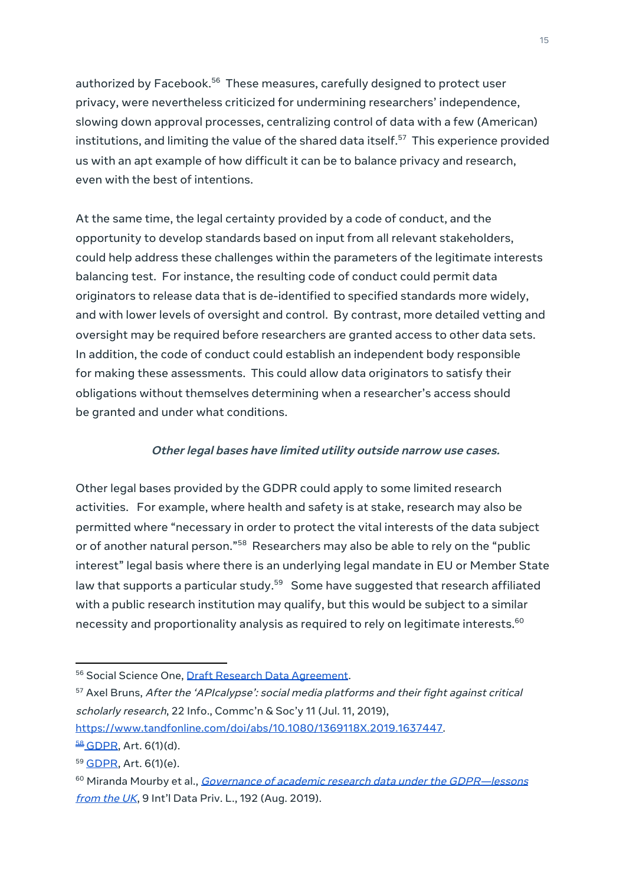authorized by Facebook.[56] These measures, carefully designed to protect user privacy, were nevertheless criticized for undermining researchers' independence, slowing down approval processes, centralizing control of data with a few (American) institutions, and limiting the value of the shared data itself.[57] This experience provided us with an apt example of how difficult it can be to balance privacy and research, even with the best of intentions.

At the same time, the legal certainty provided by a code of conduct, and the opportunity to develop standards based on input from all relevant stakeholders, could help address these challenges within the parameters of the legitimate interests balancing test. For instance, the resulting code of conduct could permit data originators to release data that is de-identified to specified standards more widely, and with lower levels of oversight and control. By contrast, more detailed vetting and oversight may be required before researchers are granted access to other data sets. In addition, the code of conduct could establish an independent body responsible for making these assessments. This could allow data originators to satisfy their obligations without themselves determining when a researcher's access should be granted and under what conditions.

***Other legal bases have limited utility outside narrow use cases.***

Other legal bases provided by the GDPR could apply to some limited research activities. For example, where health and safety is at stake, research may also be permitted where "necessary in order to protect the vital interests of the data subject or of another natural person."[58] Researchers may also be able to rely on the "public interest" legal basis where there is an underlying legal mandate in EU or Member State law that supports a particular study.[59] Some have suggested that research affiliated with a public research institution may qualify, but this would be subject to a similar necessity and proportionality analysis as required to rely on legitimate interests.[60]

---

[56] Social Science One, Draft Research Data Agreement.

[57] Axel Bruns, *After the 'APIcalypse': social media platforms and their fight against critical scholarly research*, 22 Info., Commc'n & Soc'y 11 (Jul. 11, 2019), https://www.tandfonline.com/doi/abs/10.1080/1369118X.2019.1637447.

[58] GDPR, Art. 6(1)(d).

[59] GDPR, Art. 6(1)(e).

[60] Miranda Mourby et al., *Governance of academic research data under the GDPR—lessons from the UK*, 9 Int'l Data Priv. L., 192 (Aug. 2019).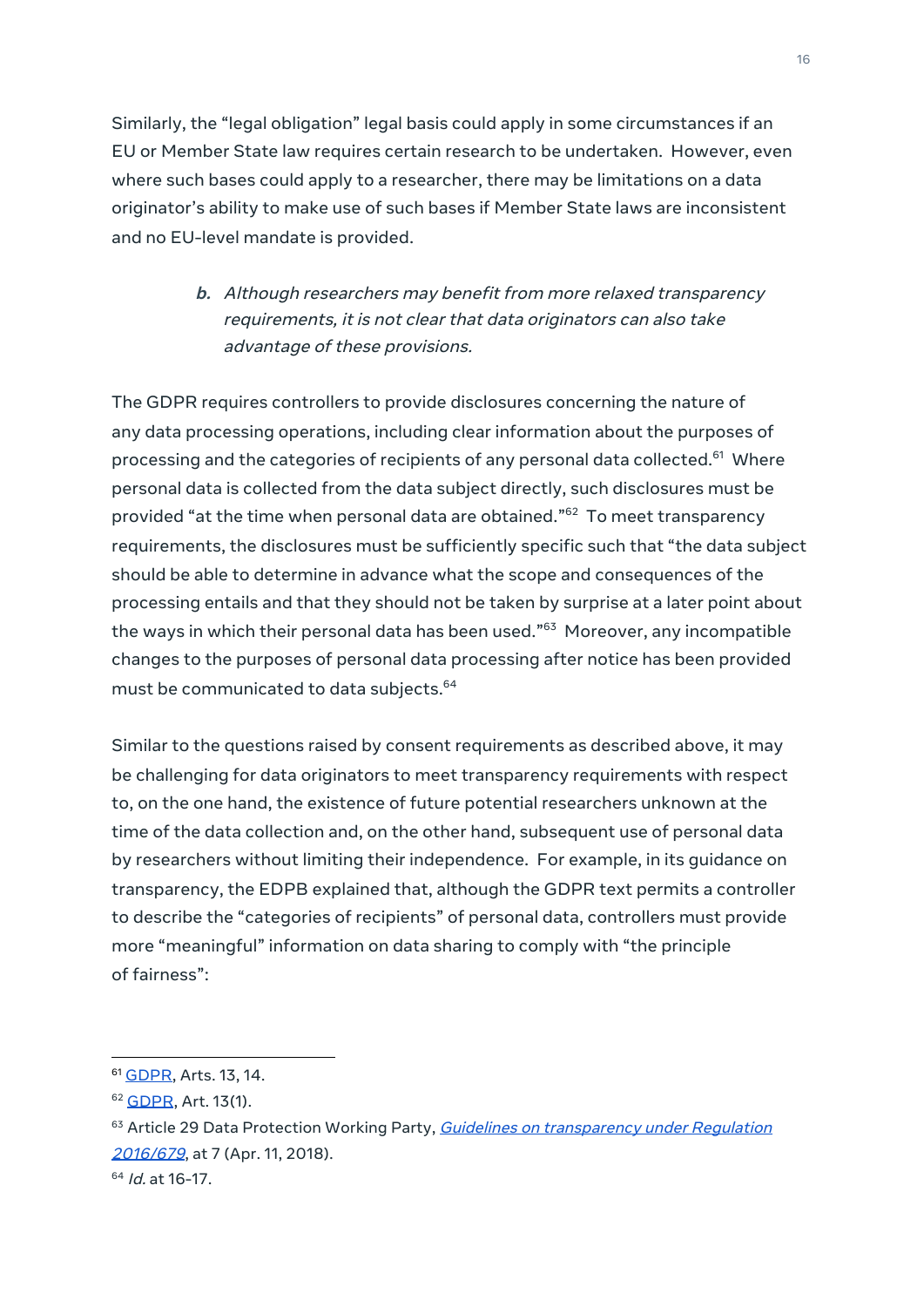Similarly, the "legal obligation" legal basis could apply in some circumstances if an EU or Member State law requires certain research to be undertaken. However, even where such bases could apply to a researcher, there may be limitations on a data originator's ability to make use of such bases if Member State laws are inconsistent and no EU-level mandate is provided.

> ***b.*** *Although researchers may benefit from more relaxed transparency requirements, it is not clear that data originators can also take advantage of these provisions.*

The GDPR requires controllers to provide disclosures concerning the nature of any data processing operations, including clear information about the purposes of processing and the categories of recipients of any personal data collected.[61] Where personal data is collected from the data subject directly, such disclosures must be provided "at the time when personal data are obtained."[62] To meet transparency requirements, the disclosures must be sufficiently specific such that "the data subject should be able to determine in advance what the scope and consequences of the processing entails and that they should not be taken by surprise at a later point about the ways in which their personal data has been used."[63] Moreover, any incompatible changes to the purposes of personal data processing after notice has been provided must be communicated to data subjects.[64]

Similar to the questions raised by consent requirements as described above, it may be challenging for data originators to meet transparency requirements with respect to, on the one hand, the existence of future potential researchers unknown at the time of the data collection and, on the other hand, subsequent use of personal data by researchers without limiting their independence. For example, in its guidance on transparency, the EDPB explained that, although the GDPR text permits a controller to describe the "categories of recipients" of personal data, controllers must provide more "meaningful" information on data sharing to comply with "the principle of fairness":

---

[61] GDPR, Arts. 13, 14.

[62] GDPR, Art. 13(1).

[63] Article 29 Data Protection Working Party, *Guidelines on transparency under Regulation 2016/679*, at 7 (Apr. 11, 2018).

[64] *Id.* at 16-17.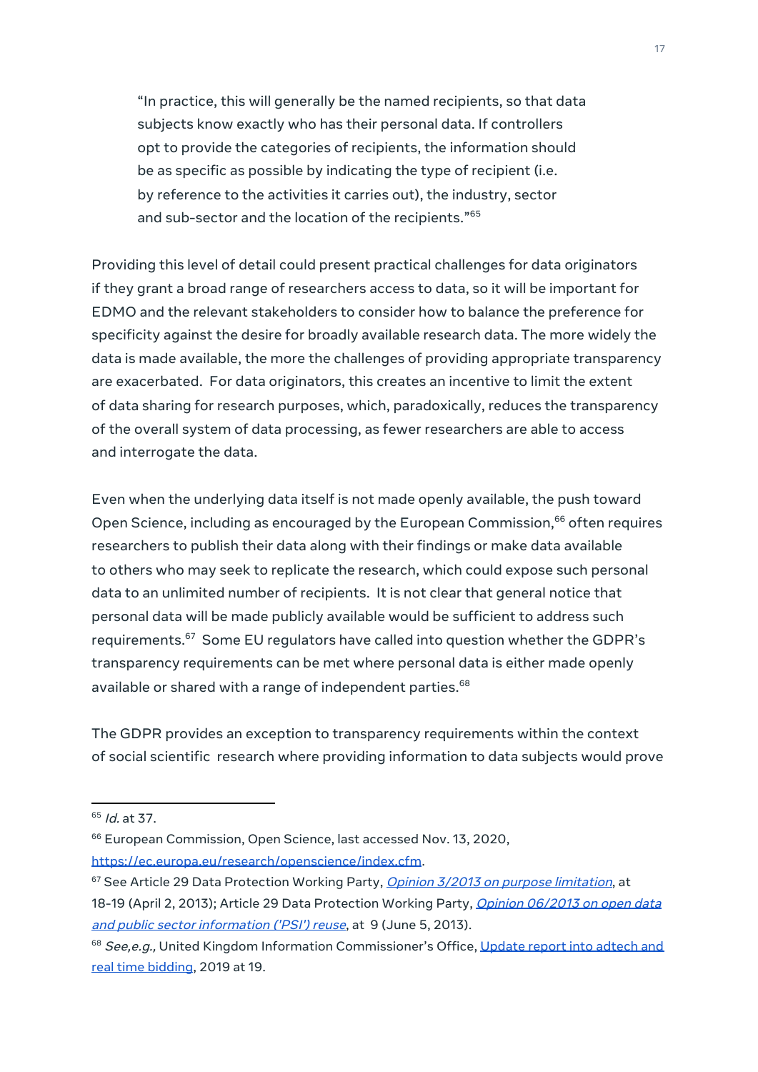> "In practice, this will generally be the named recipients, so that data subjects know exactly who has their personal data. If controllers opt to provide the categories of recipients, the information should be as specific as possible by indicating the type of recipient (i.e. by reference to the activities it carries out), the industry, sector and sub-sector and the location of the recipients."[65]

Providing this level of detail could present practical challenges for data originators if they grant a broad range of researchers access to data, so it will be important for EDMO and the relevant stakeholders to consider how to balance the preference for specificity against the desire for broadly available research data. The more widely the data is made available, the more the challenges of providing appropriate transparency are exacerbated. For data originators, this creates an incentive to limit the extent of data sharing for research purposes, which, paradoxically, reduces the transparency of the overall system of data processing, as fewer researchers are able to access and interrogate the data.

Even when the underlying data itself is not made openly available, the push toward Open Science, including as encouraged by the European Commission,[66] often requires researchers to publish their data along with their findings or make data available to others who may seek to replicate the research, which could expose such personal data to an unlimited number of recipients. It is not clear that general notice that personal data will be made publicly available would be sufficient to address such requirements.[67] Some EU regulators have called into question whether the GDPR's transparency requirements can be met where personal data is either made openly available or shared with a range of independent parties.[68]

The GDPR provides an exception to transparency requirements within the context of social scientific research where providing information to data subjects would prove

---

[65] *Id.* at 37.

[66] European Commission, Open Science, last accessed Nov. 13, 2020, https://ec.europa.eu/research/openscience/index.cfm.

[67] See Article 29 Data Protection Working Party, *Opinion 3/2013 on purpose limitation*, at 18-19 (April 2, 2013); Article 29 Data Protection Working Party, *Opinion 06/2013 on open data and public sector information ('PSI') reuse*, at 9 (June 5, 2013).

[68] *See,e.g.,* United Kingdom Information Commissioner's Office, Update report into adtech and real time bidding, 2019 at 19.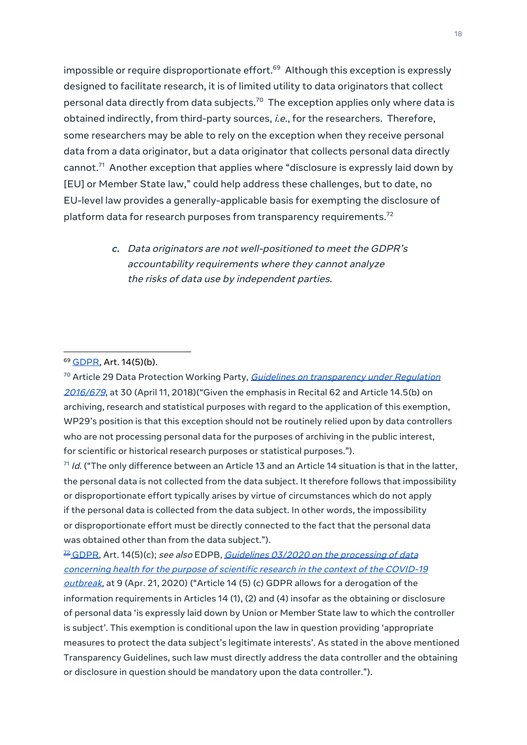impossible or require disproportionate effort.[69] Although this exception is expressly designed to facilitate research, it is of limited utility to data originators that collect personal data directly from data subjects.[70] The exception applies only where data is obtained indirectly, from third-party sources, *i.e.*, for the researchers. Therefore, some researchers may be able to rely on the exception when they receive personal data from a data originator, but a data originator that collects personal data directly cannot.[71] Another exception that applies where "disclosure is expressly laid down by [EU] or Member State law," could help address these challenges, but to date, no EU-level law provides a generally-applicable basis for exempting the disclosure of platform data for research purposes from transparency requirements.[72]

### *c. Data originators are not well-positioned to meet the GDPR's accountability requirements where they cannot analyze the risks of data use by independent parties.*

---

[69] GDPR, Art. 14(5)(b).

[70] Article 29 Data Protection Working Party, *Guidelines on transparency under Regulation 2016/679*, at 30 (April 11, 2018)("Given the emphasis in Recital 62 and Article 14.5(b) on archiving, research and statistical purposes with regard to the application of this exemption, WP29's position is that this exception should not be routinely relied upon by data controllers who are not processing personal data for the purposes of archiving in the public interest, for scientific or historical research purposes or statistical purposes.").

[71] *Id.* ("The only difference between an Article 13 and an Article 14 situation is that in the latter, the personal data is not collected from the data subject. It therefore follows that impossibility or disproportionate effort typically arises by virtue of circumstances which do not apply if the personal data is collected from the data subject. In other words, the impossibility or disproportionate effort must be directly connected to the fact that the personal data was obtained other than from the data subject.").

[72] GDPR, Art. 14(5)(c); *see also* EDPB, *Guidelines 03/2020 on the processing of data concerning health for the purpose of scientific research in the context of the COVID-19 outbreak*, at 9 (Apr. 21, 2020) ("Article 14 (5) (c) GDPR allows for a derogation of the information requirements in Articles 14 (1), (2) and (4) insofar as the obtaining or disclosure of personal data 'is expressly laid down by Union or Member State law to which the controller is subject'. This exemption is conditional upon the law in question providing 'appropriate measures to protect the data subject's legitimate interests'. As stated in the above mentioned Transparency Guidelines, such law must directly address the data controller and the obtaining or disclosure in question should be mandatory upon the data controller.").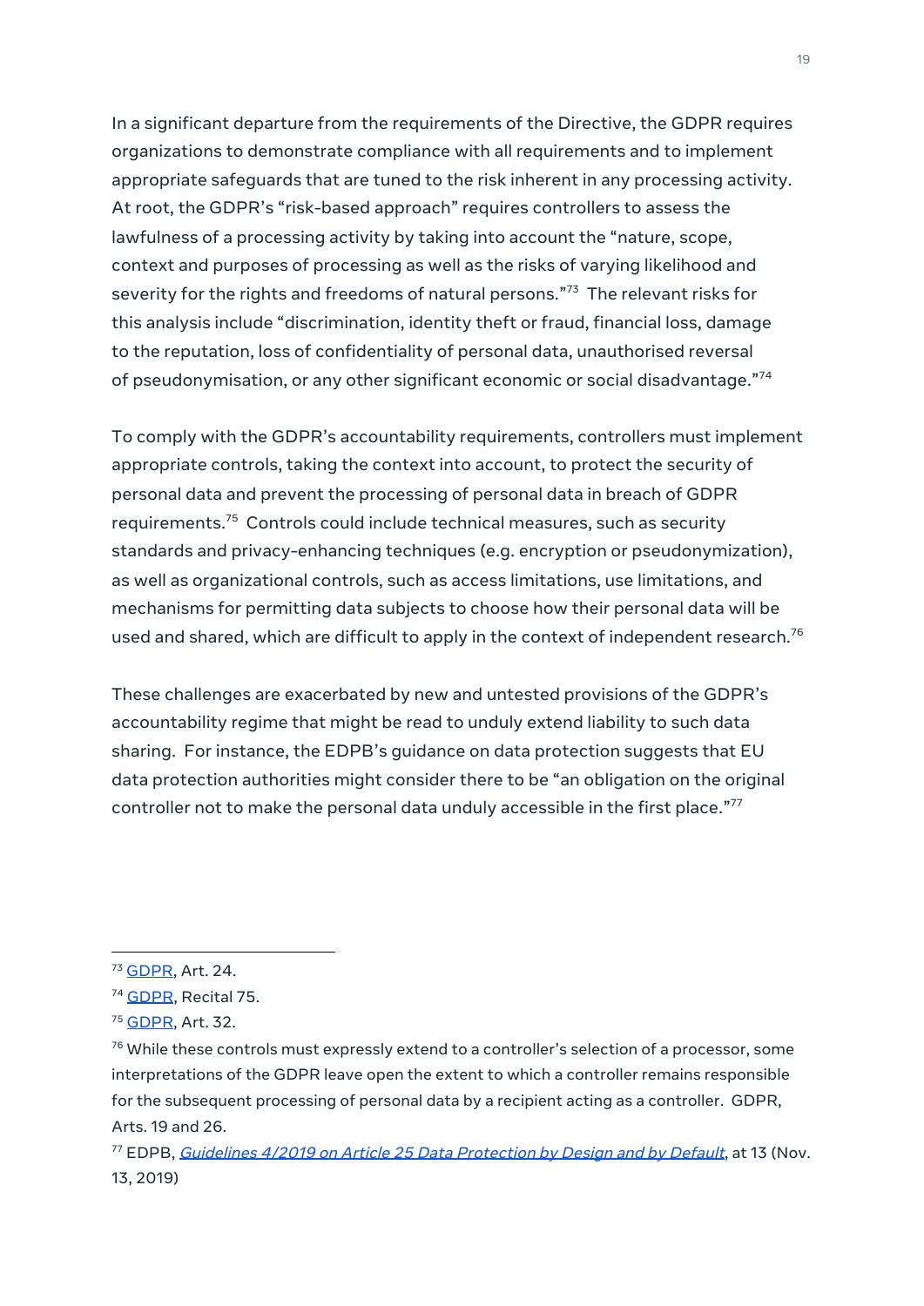In a significant departure from the requirements of the Directive, the GDPR requires organizations to demonstrate compliance with all requirements and to implement appropriate safeguards that are tuned to the risk inherent in any processing activity. At root, the GDPR's "risk-based approach" requires controllers to assess the lawfulness of a processing activity by taking into account the "nature, scope, context and purposes of processing as well as the risks of varying likelihood and severity for the rights and freedoms of natural persons."[73] The relevant risks for this analysis include "discrimination, identity theft or fraud, financial loss, damage to the reputation, loss of confidentiality of personal data, unauthorised reversal of pseudonymisation, or any other significant economic or social disadvantage."[74]

To comply with the GDPR's accountability requirements, controllers must implement appropriate controls, taking the context into account, to protect the security of personal data and prevent the processing of personal data in breach of GDPR requirements.[75] Controls could include technical measures, such as security standards and privacy-enhancing techniques (e.g. encryption or pseudonymization), as well as organizational controls, such as access limitations, use limitations, and mechanisms for permitting data subjects to choose how their personal data will be used and shared, which are difficult to apply in the context of independent research.[76]

These challenges are exacerbated by new and untested provisions of the GDPR's accountability regime that might be read to unduly extend liability to such data sharing. For instance, the EDPB's guidance on data protection suggests that EU data protection authorities might consider there to be "an obligation on the original controller not to make the personal data unduly accessible in the first place."[77]

---

[73] GDPR, Art. 24.

[74] GDPR, Recital 75.

[75] GDPR, Art. 32.

[76] While these controls must expressly extend to a controller's selection of a processor, some interpretations of the GDPR leave open the extent to which a controller remains responsible for the subsequent processing of personal data by a recipient acting as a controller. GDPR, Arts. 19 and 26.

[77] EDPB, *Guidelines 4/2019 on Article 25 Data Protection by Design and by Default*, at 13 (Nov. 13, 2019)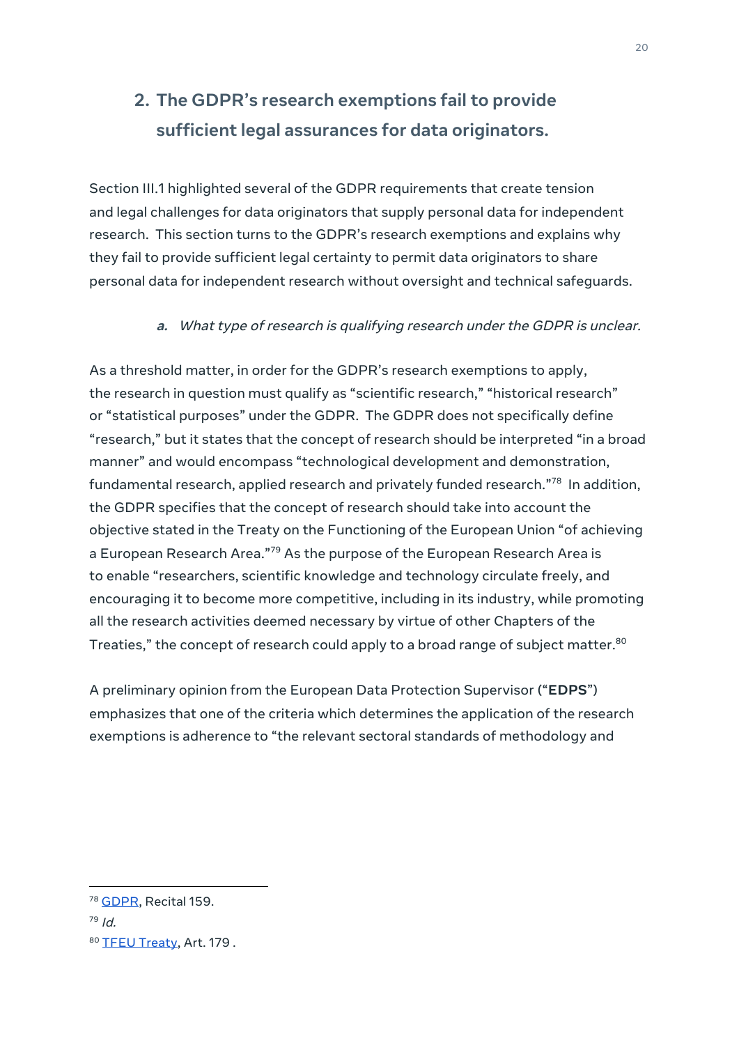## 2. The GDPR's research exemptions fail to provide sufficient legal assurances for data originators.

Section III.1 highlighted several of the GDPR requirements that create tension and legal challenges for data originators that supply personal data for independent research. This section turns to the GDPR's research exemptions and explains why they fail to provide sufficient legal certainty to permit data originators to share personal data for independent research without oversight and technical safeguards.

### *a. What type of research is qualifying research under the GDPR is unclear.*

As a threshold matter, in order for the GDPR's research exemptions to apply, the research in question must qualify as "scientific research," "historical research" or "statistical purposes" under the GDPR. The GDPR does not specifically define "research," but it states that the concept of research should be interpreted "in a broad manner" and would encompass "technological development and demonstration, fundamental research, applied research and privately funded research."[78] In addition, the GDPR specifies that the concept of research should take into account the objective stated in the Treaty on the Functioning of the European Union "of achieving a European Research Area."[79] As the purpose of the European Research Area is to enable "researchers, scientific knowledge and technology circulate freely, and encouraging it to become more competitive, including in its industry, while promoting all the research activities deemed necessary by virtue of other Chapters of the Treaties," the concept of research could apply to a broad range of subject matter.[80]

A preliminary opinion from the European Data Protection Supervisor ("**EDPS**") emphasizes that one of the criteria which determines the application of the research exemptions is adherence to "the relevant sectoral standards of methodology and

---

[78] [GDPR](), Recital 159.

[79] *Id.*

[80] [TFEU Treaty](), Art. 179 .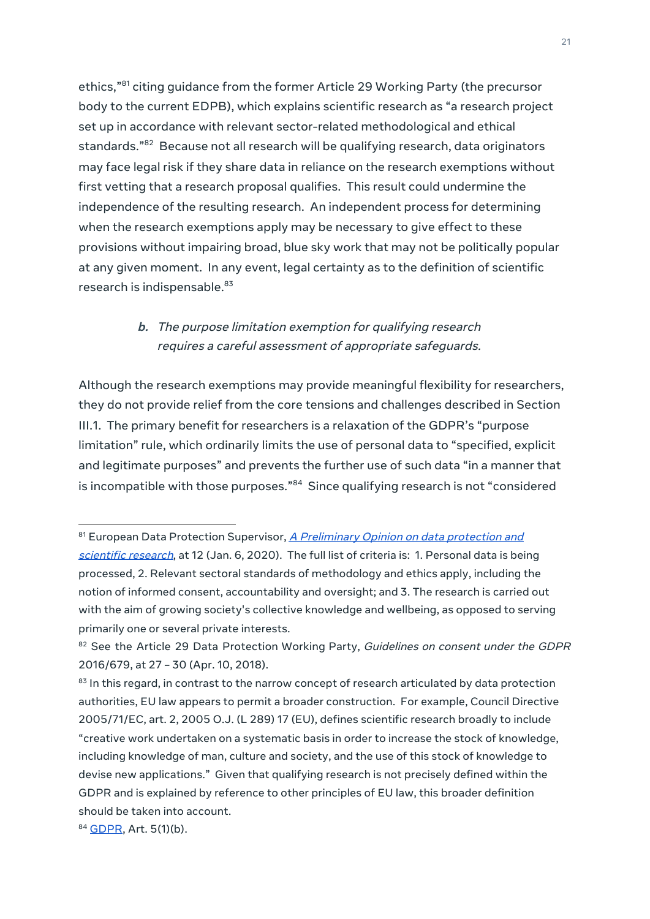ethics,"[81] citing guidance from the former Article 29 Working Party (the precursor body to the current EDPB), which explains scientific research as "a research project set up in accordance with relevant sector-related methodological and ethical standards."[82] Because not all research will be qualifying research, data originators may face legal risk if they share data in reliance on the research exemptions without first vetting that a research proposal qualifies. This result could undermine the independence of the resulting research. An independent process for determining when the research exemptions apply may be necessary to give effect to these provisions without impairing broad, blue sky work that may not be politically popular at any given moment. In any event, legal certainty as to the definition of scientific research is indispensable.[83]

### *b. The purpose limitation exemption for qualifying research requires a careful assessment of appropriate safeguards.*

Although the research exemptions may provide meaningful flexibility for researchers, they do not provide relief from the core tensions and challenges described in Section III.1. The primary benefit for researchers is a relaxation of the GDPR's "purpose limitation" rule, which ordinarily limits the use of personal data to "specified, explicit and legitimate purposes" and prevents the further use of such data "in a manner that is incompatible with those purposes."[84] Since qualifying research is not "considered

---

[81] European Data Protection Supervisor, *A Preliminary Opinion on data protection and scientific research*, at 12 (Jan. 6, 2020). The full list of criteria is: 1. Personal data is being processed, 2. Relevant sectoral standards of methodology and ethics apply, including the notion of informed consent, accountability and oversight; and 3. The research is carried out with the aim of growing society's collective knowledge and wellbeing, as opposed to serving primarily one or several private interests.

[82] See the Article 29 Data Protection Working Party, *Guidelines on consent under the GDPR* 2016/679, at 27 – 30 (Apr. 10, 2018).

[83] In this regard, in contrast to the narrow concept of research articulated by data protection authorities, EU law appears to permit a broader construction. For example, Council Directive 2005/71/EC, art. 2, 2005 O.J. (L 289) 17 (EU), defines scientific research broadly to include "creative work undertaken on a systematic basis in order to increase the stock of knowledge, including knowledge of man, culture and society, and the use of this stock of knowledge to devise new applications." Given that qualifying research is not precisely defined within the GDPR and is explained by reference to other principles of EU law, this broader definition should be taken into account.

[84] GDPR, Art. 5(1)(b).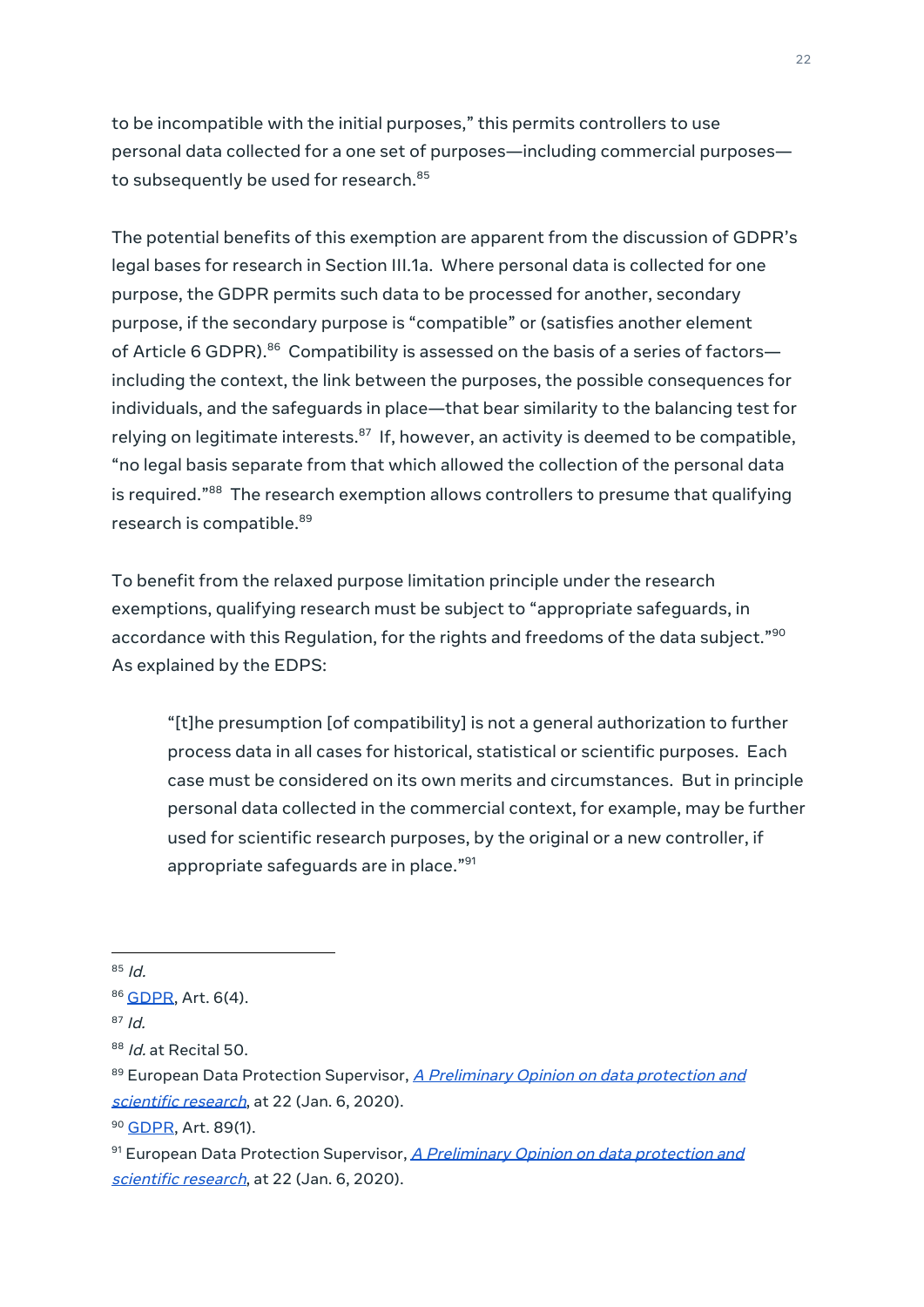to be incompatible with the initial purposes," this permits controllers to use personal data collected for a one set of purposes—including commercial purposes—to subsequently be used for research.[85]

The potential benefits of this exemption are apparent from the discussion of GDPR's legal bases for research in Section III.1a. Where personal data is collected for one purpose, the GDPR permits such data to be processed for another, secondary purpose, if the secondary purpose is "compatible" or (satisfies another element of Article 6 GDPR).[86] Compatibility is assessed on the basis of a series of factors—including the context, the link between the purposes, the possible consequences for individuals, and the safeguards in place—that bear similarity to the balancing test for relying on legitimate interests.[87] If, however, an activity is deemed to be compatible, "no legal basis separate from that which allowed the collection of the personal data is required."[88] The research exemption allows controllers to presume that qualifying research is compatible.[89]

To benefit from the relaxed purpose limitation principle under the research exemptions, qualifying research must be subject to "appropriate safeguards, in accordance with this Regulation, for the rights and freedoms of the data subject."[90] As explained by the EDPS:

> "[t]he presumption [of compatibility] is not a general authorization to further process data in all cases for historical, statistical or scientific purposes. Each case must be considered on its own merits and circumstances. But in principle personal data collected in the commercial context, for example, may be further used for scientific research purposes, by the original or a new controller, if appropriate safeguards are in place."[91]

---

[85] *Id.*

[86] GDPR, Art. 6(4).

[87] *Id.*

[88] *Id.* at Recital 50.

[89] European Data Protection Supervisor, *A Preliminary Opinion on data protection and scientific research*, at 22 (Jan. 6, 2020).

[90] GDPR, Art. 89(1).

[91] European Data Protection Supervisor, *A Preliminary Opinion on data protection and scientific research*, at 22 (Jan. 6, 2020).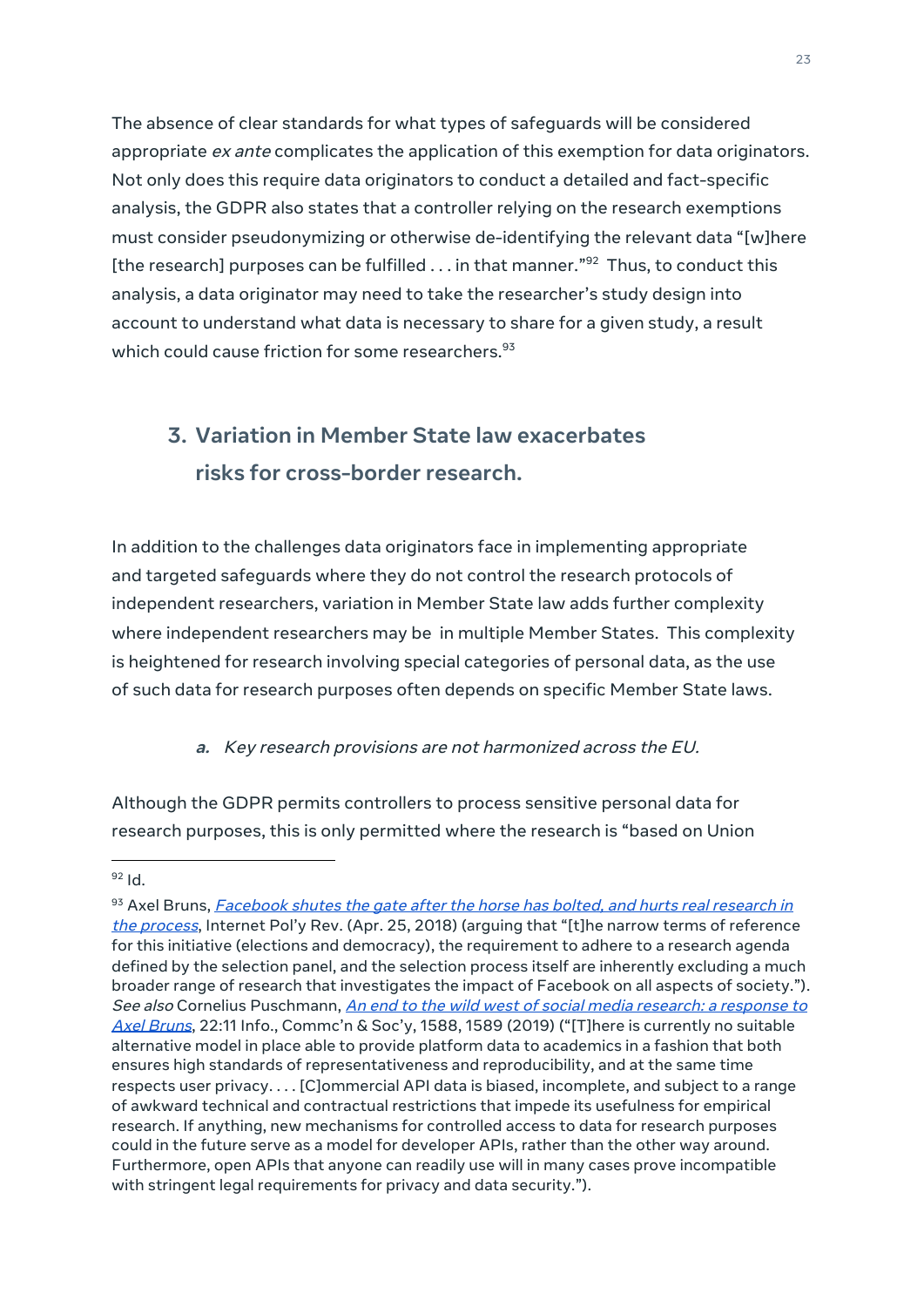The absence of clear standards for what types of safeguards will be considered appropriate *ex ante* complicates the application of this exemption for data originators. Not only does this require data originators to conduct a detailed and fact-specific analysis, the GDPR also states that a controller relying on the research exemptions must consider pseudonymizing or otherwise de-identifying the relevant data "[w]here [the research] purposes can be fulfilled . . . in that manner."[92] Thus, to conduct this analysis, a data originator may need to take the researcher's study design into account to understand what data is necessary to share for a given study, a result which could cause friction for some researchers.[93]

### 3. Variation in Member State law exacerbates risks for cross-border research.

In addition to the challenges data originators face in implementing appropriate and targeted safeguards where they do not control the research protocols of independent researchers, variation in Member State law adds further complexity where independent researchers may be in multiple Member States. This complexity is heightened for research involving special categories of personal data, as the use of such data for research purposes often depends on specific Member State laws.

#### *a. Key research provisions are not harmonized across the EU.*

Although the GDPR permits controllers to process sensitive personal data for research purposes, this is only permitted where the research is "based on Union

---

[92] Id.

[93] Axel Bruns, *Facebook shutes the gate after the horse has bolted, and hurts real research in the process*, Internet Pol'y Rev. (Apr. 25, 2018) (arguing that "[t]he narrow terms of reference for this initiative (elections and democracy), the requirement to adhere to a research agenda defined by the selection panel, and the selection process itself are inherently excluding a much broader range of research that investigates the impact of Facebook on all aspects of society."). *See also* Cornelius Puschmann, *An end to the wild west of social media research: a response to Axel Bruns*, 22:11 Info., Commc'n & Soc'y, 1588, 1589 (2019) ("[T]here is currently no suitable alternative model in place able to provide platform data to academics in a fashion that both ensures high standards of representativeness and reproducibility, and at the same time respects user privacy. . . . [C]ommercial API data is biased, incomplete, and subject to a range of awkward technical and contractual restrictions that impede its usefulness for empirical research. If anything, new mechanisms for controlled access to data for research purposes could in the future serve as a model for developer APIs, rather than the other way around. Furthermore, open APIs that anyone can readily use will in many cases prove incompatible with stringent legal requirements for privacy and data security.").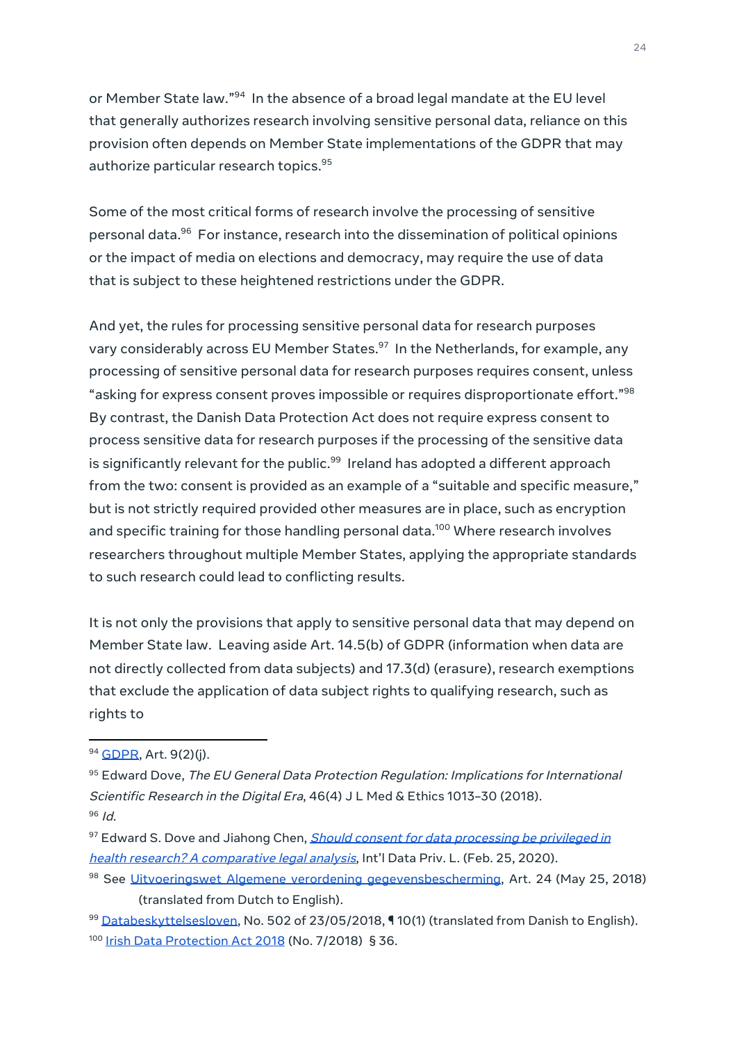or Member State law."[94] In the absence of a broad legal mandate at the EU level that generally authorizes research involving sensitive personal data, reliance on this provision often depends on Member State implementations of the GDPR that may authorize particular research topics.[95]

Some of the most critical forms of research involve the processing of sensitive personal data.[96] For instance, research into the dissemination of political opinions or the impact of media on elections and democracy, may require the use of data that is subject to these heightened restrictions under the GDPR.

And yet, the rules for processing sensitive personal data for research purposes vary considerably across EU Member States.[97] In the Netherlands, for example, any processing of sensitive personal data for research purposes requires consent, unless "asking for express consent proves impossible or requires disproportionate effort."[98] By contrast, the Danish Data Protection Act does not require express consent to process sensitive data for research purposes if the processing of the sensitive data is significantly relevant for the public.[99] Ireland has adopted a different approach from the two: consent is provided as an example of a "suitable and specific measure," but is not strictly required provided other measures are in place, such as encryption and specific training for those handling personal data.[100] Where research involves researchers throughout multiple Member States, applying the appropriate standards to such research could lead to conflicting results.

It is not only the provisions that apply to sensitive personal data that may depend on Member State law. Leaving aside Art. 14.5(b) of GDPR (information when data are not directly collected from data subjects) and 17.3(d) (erasure), research exemptions that exclude the application of data subject rights to qualifying research, such as rights to

---

[94] GDPR, Art. 9(2)(j).

[95] Edward Dove, *The EU General Data Protection Regulation: Implications for International Scientific Research in the Digital Era*, 46(4) J L Med & Ethics 1013–30 (2018).

[96] *Id.*

[97] Edward S. Dove and Jiahong Chen, *Should consent for data processing be privileged in health research? A comparative legal analysis*, Int'l Data Priv. L. (Feb. 25, 2020).

[98] See Uitvoeringswet Algemene verordening gegevensbescherming, Art. 24 (May 25, 2018) (translated from Dutch to English).

[99] Databeskyttelsesloven, No. 502 of 23/05/2018, ¶ 10(1) (translated from Danish to English).

[100] Irish Data Protection Act 2018 (No. 7/2018) § 36.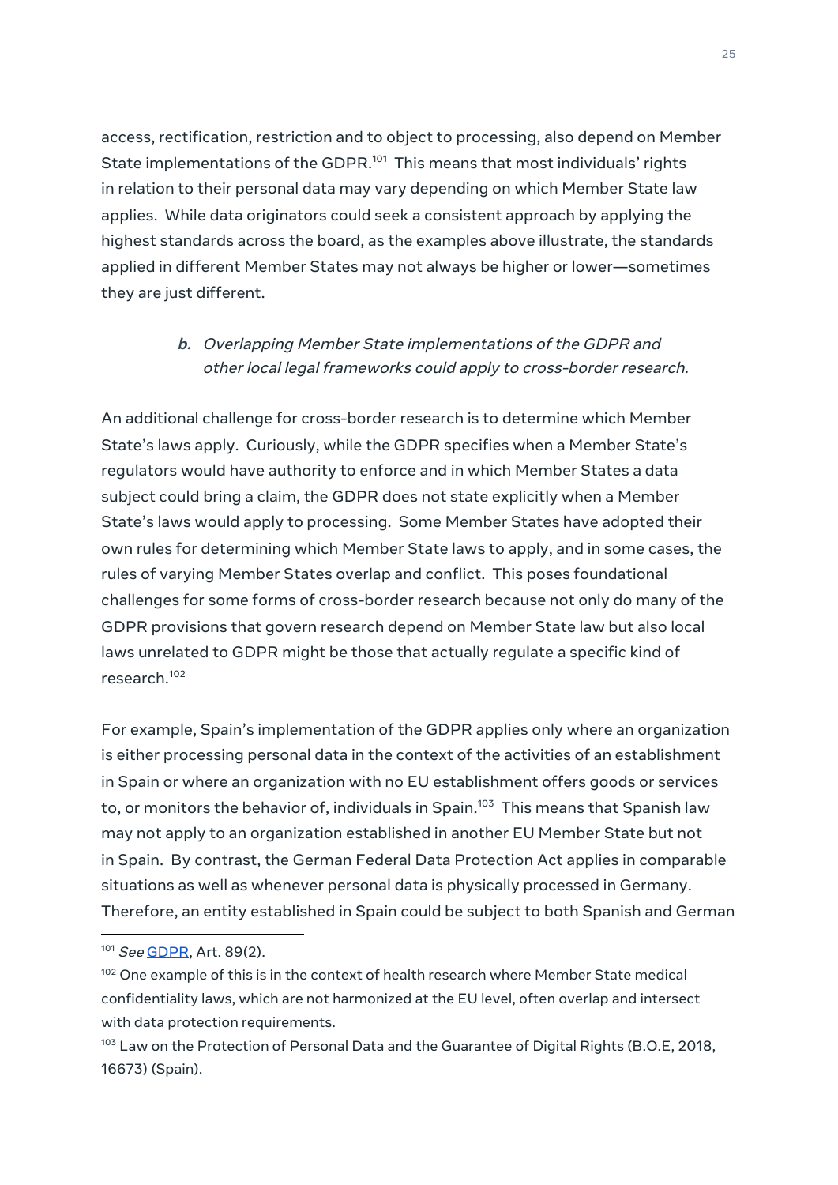access, rectification, restriction and to object to processing, also depend on Member State implementations of the GDPR.[101] This means that most individuals' rights in relation to their personal data may vary depending on which Member State law applies. While data originators could seek a consistent approach by applying the highest standards across the board, as the examples above illustrate, the standards applied in different Member States may not always be higher or lower—sometimes they are just different.

### *b. Overlapping Member State implementations of the GDPR and other local legal frameworks could apply to cross-border research.*

An additional challenge for cross-border research is to determine which Member State's laws apply. Curiously, while the GDPR specifies when a Member State's regulators would have authority to enforce and in which Member States a data subject could bring a claim, the GDPR does not state explicitly when a Member State's laws would apply to processing. Some Member States have adopted their own rules for determining which Member State laws to apply, and in some cases, the rules of varying Member States overlap and conflict. This poses foundational challenges for some forms of cross-border research because not only do many of the GDPR provisions that govern research depend on Member State law but also local laws unrelated to GDPR might be those that actually regulate a specific kind of research.[102]

For example, Spain's implementation of the GDPR applies only where an organization is either processing personal data in the context of the activities of an establishment in Spain or where an organization with no EU establishment offers goods or services to, or monitors the behavior of, individuals in Spain.[103] This means that Spanish law may not apply to an organization established in another EU Member State but not in Spain. By contrast, the German Federal Data Protection Act applies in comparable situations as well as whenever personal data is physically processed in Germany. Therefore, an entity established in Spain could be subject to both Spanish and German

---

[101] *See* GDPR, Art. 89(2).

[102] One example of this is in the context of health research where Member State medical confidentiality laws, which are not harmonized at the EU level, often overlap and intersect with data protection requirements.

[103] Law on the Protection of Personal Data and the Guarantee of Digital Rights (B.O.E, 2018, 16673) (Spain).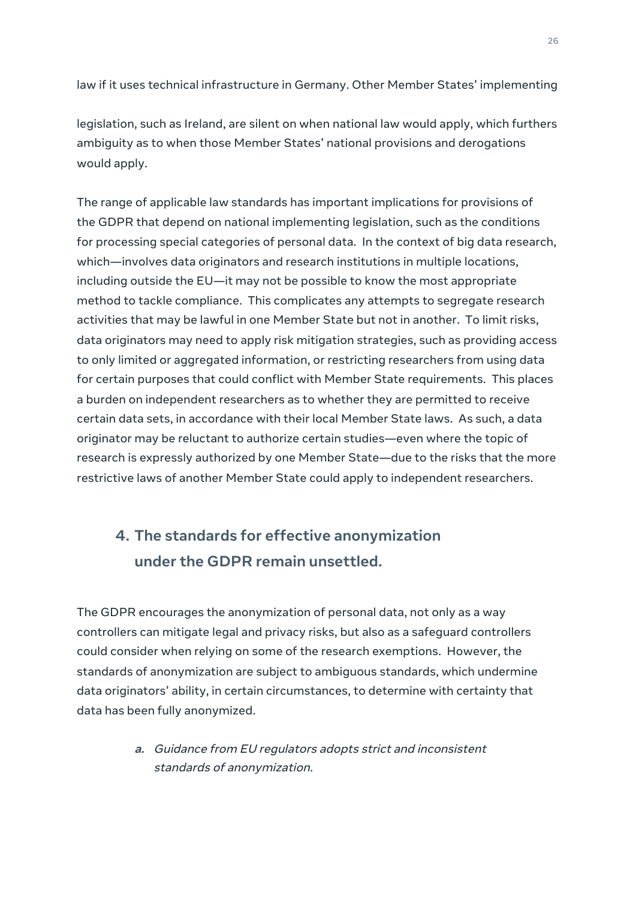law if it uses technical infrastructure in Germany. Other Member States' implementing

legislation, such as Ireland, are silent on when national law would apply, which furthers ambiguity as to when those Member States' national provisions and derogations would apply.

The range of applicable law standards has important implications for provisions of the GDPR that depend on national implementing legislation, such as the conditions for processing special categories of personal data. In the context of big data research, which—involves data originators and research institutions in multiple locations, including outside the EU—it may not be possible to know the most appropriate method to tackle compliance. This complicates any attempts to segregate research activities that may be lawful in one Member State but not in another. To limit risks, data originators may need to apply risk mitigation strategies, such as providing access to only limited or aggregated information, or restricting researchers from using data for certain purposes that could conflict with Member State requirements. This places a burden on independent researchers as to whether they are permitted to receive certain data sets, in accordance with their local Member State laws. As such, a data originator may be reluctant to authorize certain studies—even where the topic of research is expressly authorized by one Member State—due to the risks that the more restrictive laws of another Member State could apply to independent researchers.

## 4. The standards for effective anonymization under the GDPR remain unsettled.

The GDPR encourages the anonymization of personal data, not only as a way controllers can mitigate legal and privacy risks, but also as a safeguard controllers could consider when relying on some of the research exemptions. However, the standards of anonymization are subject to ambiguous standards, which undermine data originators' ability, in certain circumstances, to determine with certainty that data has been fully anonymized.

### *a. Guidance from EU regulators adopts strict and inconsistent standards of anonymization.*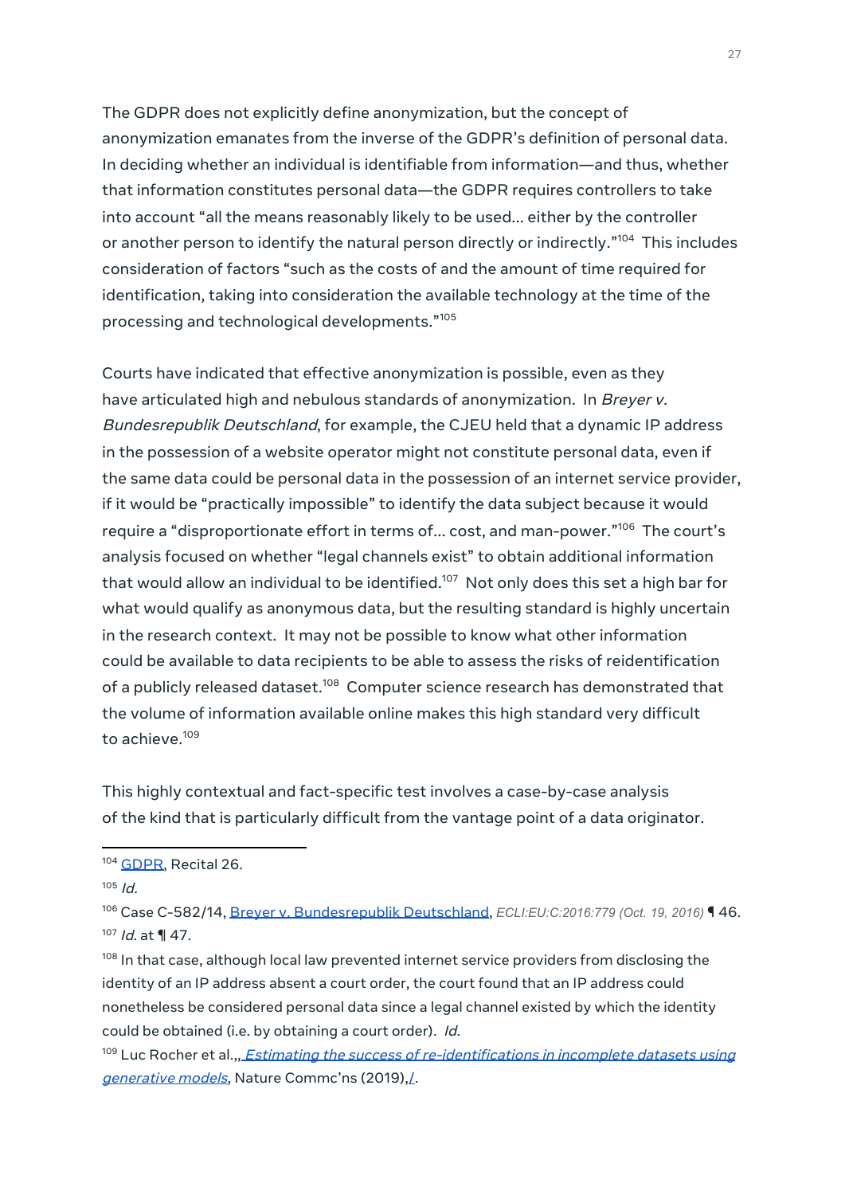The GDPR does not explicitly define anonymization, but the concept of anonymization emanates from the inverse of the GDPR's definition of personal data. In deciding whether an individual is identifiable from information—and thus, whether that information constitutes personal data—the GDPR requires controllers to take into account "all the means reasonably likely to be used... either by the controller or another person to identify the natural person directly or indirectly."[104] This includes consideration of factors "such as the costs of and the amount of time required for identification, taking into consideration the available technology at the time of the processing and technological developments."[105]

Courts have indicated that effective anonymization is possible, even as they have articulated high and nebulous standards of anonymization. In *Breyer v. Bundesrepublik Deutschland*, for example, the CJEU held that a dynamic IP address in the possession of a website operator might not constitute personal data, even if the same data could be personal data in the possession of an internet service provider, if it would be "practically impossible" to identify the data subject because it would require a "disproportionate effort in terms of... cost, and man-power."[106] The court's analysis focused on whether "legal channels exist" to obtain additional information that would allow an individual to be identified.[107] Not only does this set a high bar for what would qualify as anonymous data, but the resulting standard is highly uncertain in the research context. It may not be possible to know what other information could be available to data recipients to be able to assess the risks of reidentification of a publicly released dataset.[108] Computer science research has demonstrated that the volume of information available online makes this high standard very difficult to achieve.[109]

This highly contextual and fact-specific test involves a case-by-case analysis of the kind that is particularly difficult from the vantage point of a data originator.

---

[104] GDPR, Recital 26.

[105] *Id.*

[106] Case C-582/14, Breyer v. Bundesrepublik Deutschland, *ECLI:EU:C:2016:779 (Oct. 19, 2016)* ¶ 46.

[107] *Id.* at ¶ 47.

[108] In that case, although local law prevented internet service providers from disclosing the identity of an IP address absent a court order, the court found that an IP address could nonetheless be considered personal data since a legal channel existed by which the identity could be obtained (i.e. by obtaining a court order). *Id.*

[109] Luc Rocher et al.,, *Estimating the success of re-identifications in incomplete datasets using generative models*, Nature Commc'ns (2019), *l*.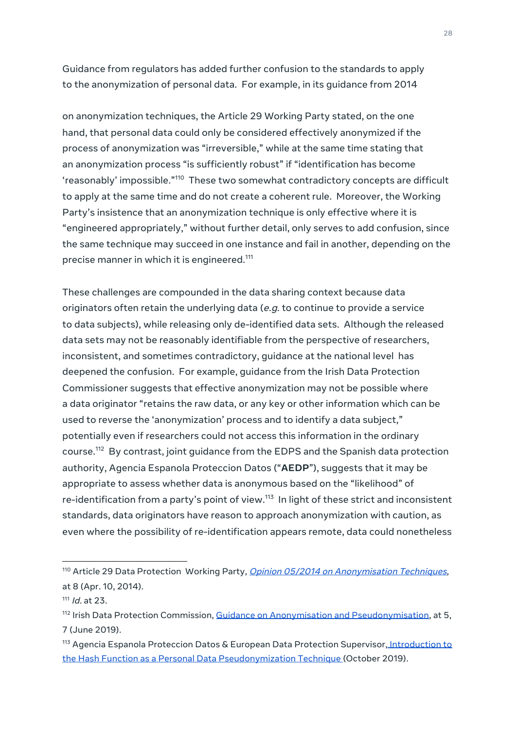Guidance from regulators has added further confusion to the standards to apply to the anonymization of personal data. For example, in its guidance from 2014

on anonymization techniques, the Article 29 Working Party stated, on the one hand, that personal data could only be considered effectively anonymized if the process of anonymization was "irreversible," while at the same time stating that an anonymization process "is sufficiently robust" if "identification has become 'reasonably' impossible."[110] These two somewhat contradictory concepts are difficult to apply at the same time and do not create a coherent rule. Moreover, the Working Party's insistence that an anonymization technique is only effective where it is "engineered appropriately," without further detail, only serves to add confusion, since the same technique may succeed in one instance and fail in another, depending on the precise manner in which it is engineered.[111]

These challenges are compounded in the data sharing context because data originators often retain the underlying data (*e.g.* to continue to provide a service to data subjects), while releasing only de-identified data sets. Although the released data sets may not be reasonably identifiable from the perspective of researchers, inconsistent, and sometimes contradictory, guidance at the national level has deepened the confusion. For example, guidance from the Irish Data Protection Commissioner suggests that effective anonymization may not be possible where a data originator "retains the raw data, or any key or other information which can be used to reverse the 'anonymization' process and to identify a data subject," potentially even if researchers could not access this information in the ordinary course.[112] By contrast, joint guidance from the EDPS and the Spanish data protection authority, Agencia Espanola Proteccion Datos ("**AEDP**"), suggests that it may be appropriate to assess whether data is anonymous based on the "likelihood" of re-identification from a party's point of view.[113] In light of these strict and inconsistent standards, data originators have reason to approach anonymization with caution, as even where the possibility of re-identification appears remote, data could nonetheless

---

[110] Article 29 Data Protection Working Party, *Opinion 05/2014 on Anonymisation Techniques*, at 8 (Apr. 10, 2014).

[111] *Id.* at 23.

[112] Irish Data Protection Commission, Guidance on Anonymisation and Pseudonymisation, at 5, 7 (June 2019).

[113] Agencia Espanola Proteccion Datos & European Data Protection Supervisor, Introduction to the Hash Function as a Personal Data Pseudonymization Technique (October 2019).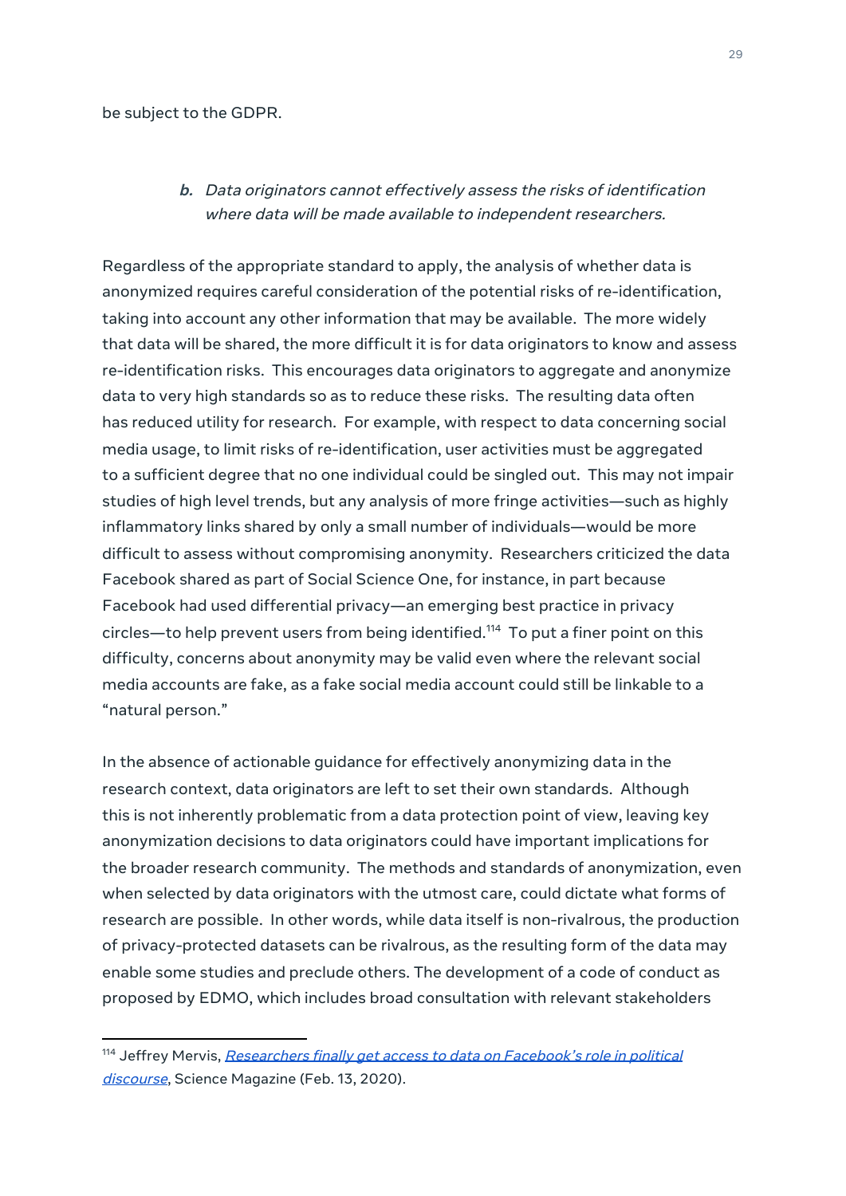be subject to the GDPR.

### *b. Data originators cannot effectively assess the risks of identification where data will be made available to independent researchers.*

Regardless of the appropriate standard to apply, the analysis of whether data is anonymized requires careful consideration of the potential risks of re-identification, taking into account any other information that may be available. The more widely that data will be shared, the more difficult it is for data originators to know and assess re-identification risks. This encourages data originators to aggregate and anonymize data to very high standards so as to reduce these risks. The resulting data often has reduced utility for research. For example, with respect to data concerning social media usage, to limit risks of re-identification, user activities must be aggregated to a sufficient degree that no one individual could be singled out. This may not impair studies of high level trends, but any analysis of more fringe activities—such as highly inflammatory links shared by only a small number of individuals—would be more difficult to assess without compromising anonymity. Researchers criticized the data Facebook shared as part of Social Science One, for instance, in part because Facebook had used differential privacy—an emerging best practice in privacy circles—to help prevent users from being identified.[114] To put a finer point on this difficulty, concerns about anonymity may be valid even where the relevant social media accounts are fake, as a fake social media account could still be linkable to a "natural person."

In the absence of actionable guidance for effectively anonymizing data in the research context, data originators are left to set their own standards. Although this is not inherently problematic from a data protection point of view, leaving key anonymization decisions to data originators could have important implications for the broader research community. The methods and standards of anonymization, even when selected by data originators with the utmost care, could dictate what forms of research are possible. In other words, while data itself is non-rivalrous, the production of privacy-protected datasets can be rivalrous, as the resulting form of the data may enable some studies and preclude others. The development of a code of conduct as proposed by EDMO, which includes broad consultation with relevant stakeholders

---

[114] Jeffrey Mervis, *Researchers finally get access to data on Facebook's role in political discourse*, Science Magazine (Feb. 13, 2020).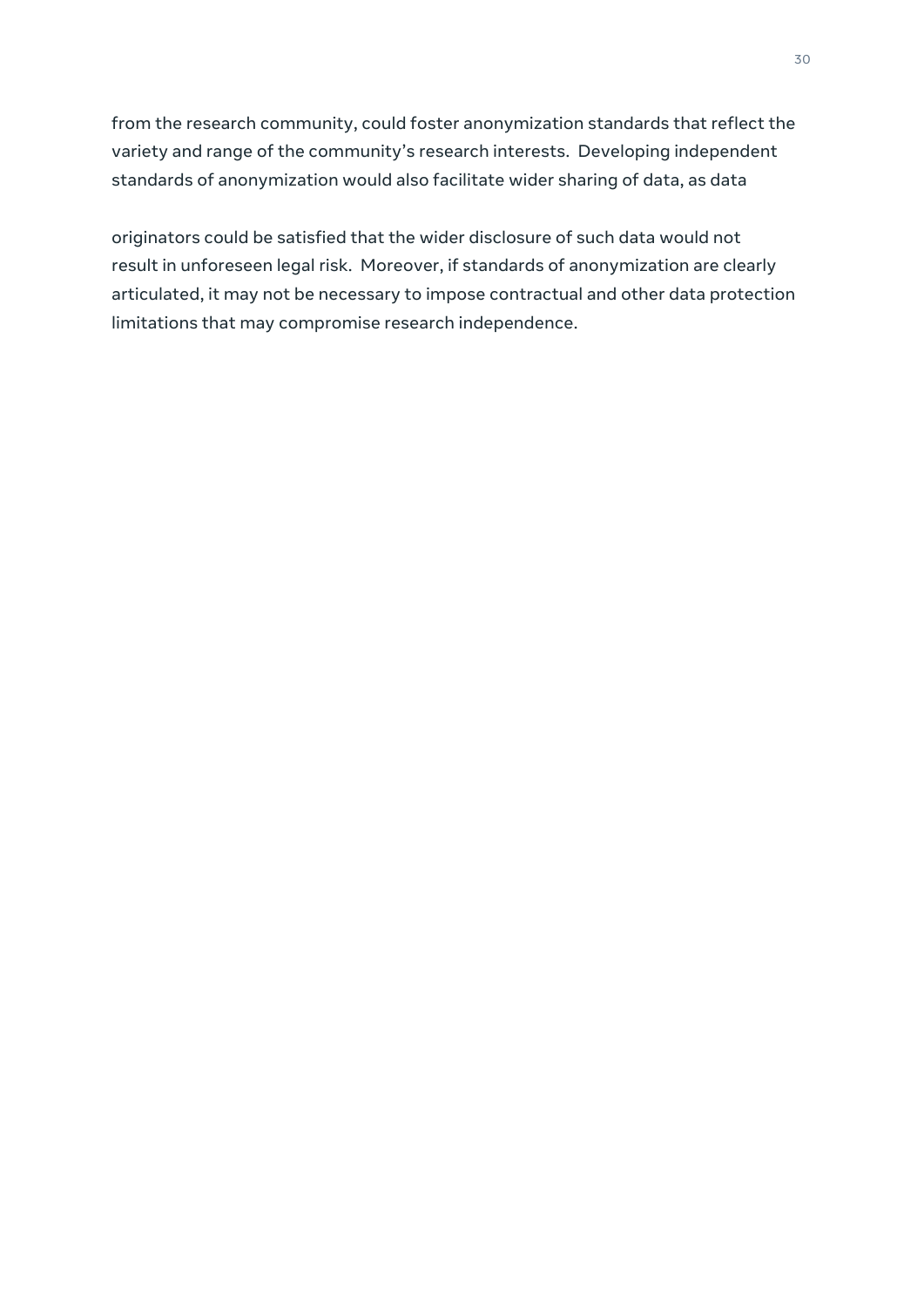from the research community, could foster anonymization standards that reflect the variety and range of the community's research interests. Developing independent standards of anonymization would also facilitate wider sharing of data, as data originators could be satisfied that the wider disclosure of such data would not result in unforeseen legal risk. Moreover, if standards of anonymization are clearly articulated, it may not be necessary to impose contractual and other data protection limitations that may compromise research independence.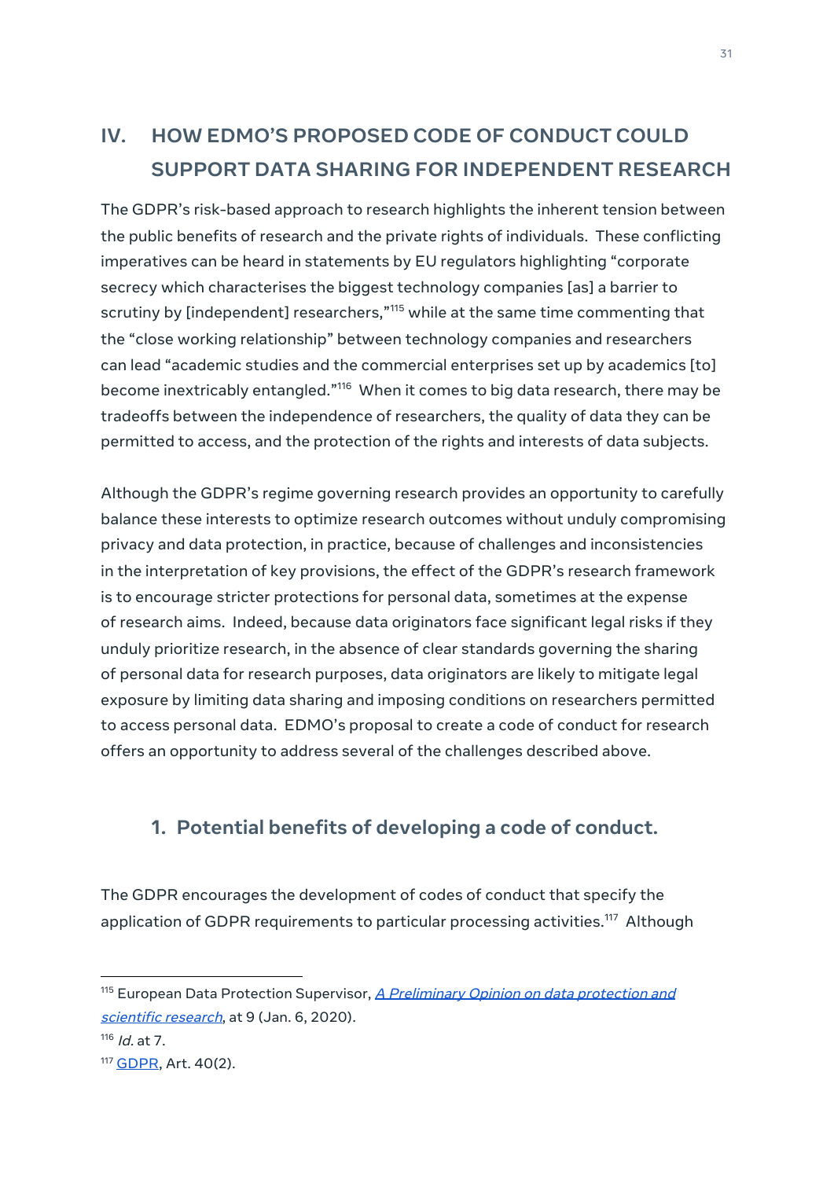## IV. HOW EDMO'S PROPOSED CODE OF CONDUCT COULD SUPPORT DATA SHARING FOR INDEPENDENT RESEARCH

The GDPR's risk-based approach to research highlights the inherent tension between the public benefits of research and the private rights of individuals. These conflicting imperatives can be heard in statements by EU regulators highlighting "corporate secrecy which characterises the biggest technology companies [as] a barrier to scrutiny by [independent] researchers,"[115] while at the same time commenting that the "close working relationship" between technology companies and researchers can lead "academic studies and the commercial enterprises set up by academics [to] become inextricably entangled."[116] When it comes to big data research, there may be tradeoffs between the independence of researchers, the quality of data they can be permitted to access, and the protection of the rights and interests of data subjects.

Although the GDPR's regime governing research provides an opportunity to carefully balance these interests to optimize research outcomes without unduly compromising privacy and data protection, in practice, because of challenges and inconsistencies in the interpretation of key provisions, the effect of the GDPR's research framework is to encourage stricter protections for personal data, sometimes at the expense of research aims. Indeed, because data originators face significant legal risks if they unduly prioritize research, in the absence of clear standards governing the sharing of personal data for research purposes, data originators are likely to mitigate legal exposure by limiting data sharing and imposing conditions on researchers permitted to access personal data. EDMO's proposal to create a code of conduct for research offers an opportunity to address several of the challenges described above.

### 1. Potential benefits of developing a code of conduct.

The GDPR encourages the development of codes of conduct that specify the application of GDPR requirements to particular processing activities.[117] Although

---

[115] European Data Protection Supervisor, *A Preliminary Opinion on data protection and scientific research*, at 9 (Jan. 6, 2020).

[116] *Id.* at 7.

[117] GDPR, Art. 40(2).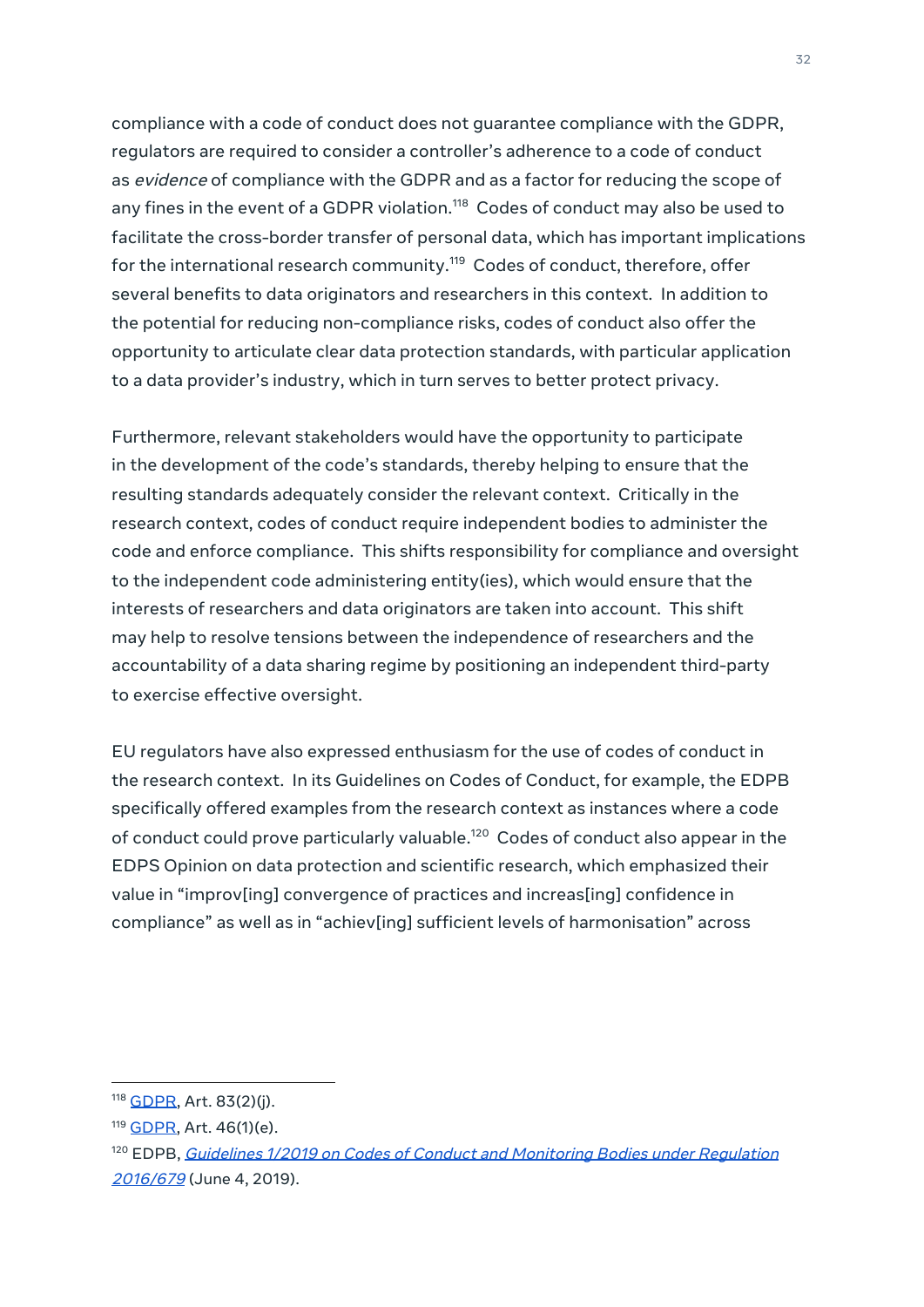compliance with a code of conduct does not guarantee compliance with the GDPR, regulators are required to consider a controller's adherence to a code of conduct as *evidence* of compliance with the GDPR and as a factor for reducing the scope of any fines in the event of a GDPR violation.[118] Codes of conduct may also be used to facilitate the cross-border transfer of personal data, which has important implications for the international research community.[119] Codes of conduct, therefore, offer several benefits to data originators and researchers in this context. In addition to the potential for reducing non-compliance risks, codes of conduct also offer the opportunity to articulate clear data protection standards, with particular application to a data provider's industry, which in turn serves to better protect privacy.

Furthermore, relevant stakeholders would have the opportunity to participate in the development of the code's standards, thereby helping to ensure that the resulting standards adequately consider the relevant context. Critically in the research context, codes of conduct require independent bodies to administer the code and enforce compliance. This shifts responsibility for compliance and oversight to the independent code administering entity(ies), which would ensure that the interests of researchers and data originators are taken into account. This shift may help to resolve tensions between the independence of researchers and the accountability of a data sharing regime by positioning an independent third-party to exercise effective oversight.

EU regulators have also expressed enthusiasm for the use of codes of conduct in the research context. In its Guidelines on Codes of Conduct, for example, the EDPB specifically offered examples from the research context as instances where a code of conduct could prove particularly valuable.[120] Codes of conduct also appear in the EDPS Opinion on data protection and scientific research, which emphasized their value in "improv[ing] convergence of practices and increas[ing] confidence in compliance" as well as in "achiev[ing] sufficient levels of harmonisation" across

---

[118] GDPR, Art. 83(2)(j).

[119] GDPR, Art. 46(1)(e).

[120] EDPB, *Guidelines 1/2019 on Codes of Conduct and Monitoring Bodies under Regulation 2016/679* (June 4, 2019).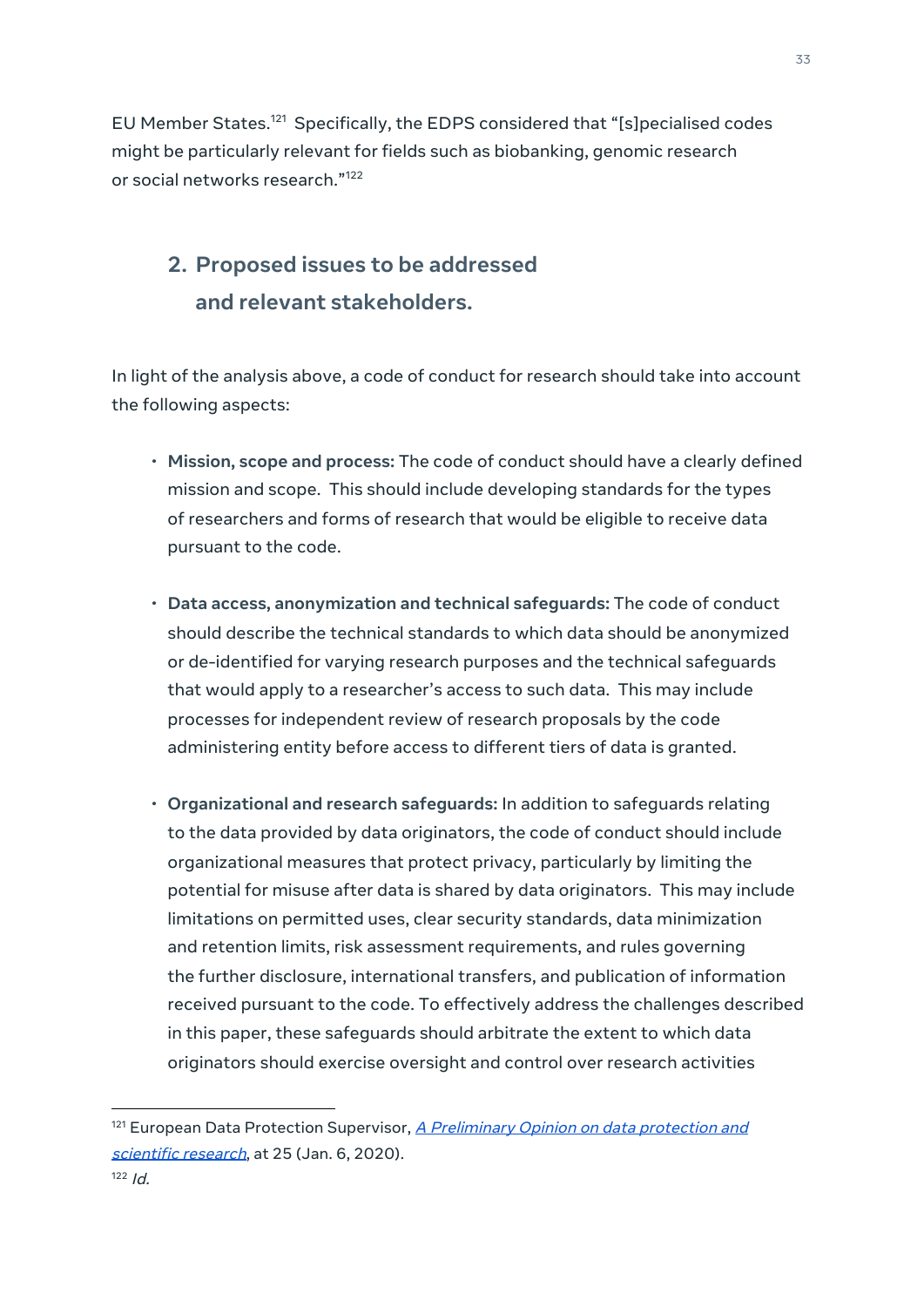EU Member States.[121] Specifically, the EDPS considered that "[s]pecialised codes might be particularly relevant for fields such as biobanking, genomic research or social networks research."[122]

## 2. Proposed issues to be addressed and relevant stakeholders.

In light of the analysis above, a code of conduct for research should take into account the following aspects:

- **Mission, scope and process:** The code of conduct should have a clearly defined mission and scope. This should include developing standards for the types of researchers and forms of research that would be eligible to receive data pursuant to the code.

- **Data access, anonymization and technical safeguards:** The code of conduct should describe the technical standards to which data should be anonymized or de-identified for varying research purposes and the technical safeguards that would apply to a researcher's access to such data. This may include processes for independent review of research proposals by the code administering entity before access to different tiers of data is granted.

- **Organizational and research safeguards:** In addition to safeguards relating to the data provided by data originators, the code of conduct should include organizational measures that protect privacy, particularly by limiting the potential for misuse after data is shared by data originators. This may include limitations on permitted uses, clear security standards, data minimization and retention limits, risk assessment requirements, and rules governing the further disclosure, international transfers, and publication of information received pursuant to the code. To effectively address the challenges described in this paper, these safeguards should arbitrate the extent to which data originators should exercise oversight and control over research activities

---

[121] European Data Protection Supervisor, *A Preliminary Opinion on data protection and scientific research*, at 25 (Jan. 6, 2020).

[122] *Id.*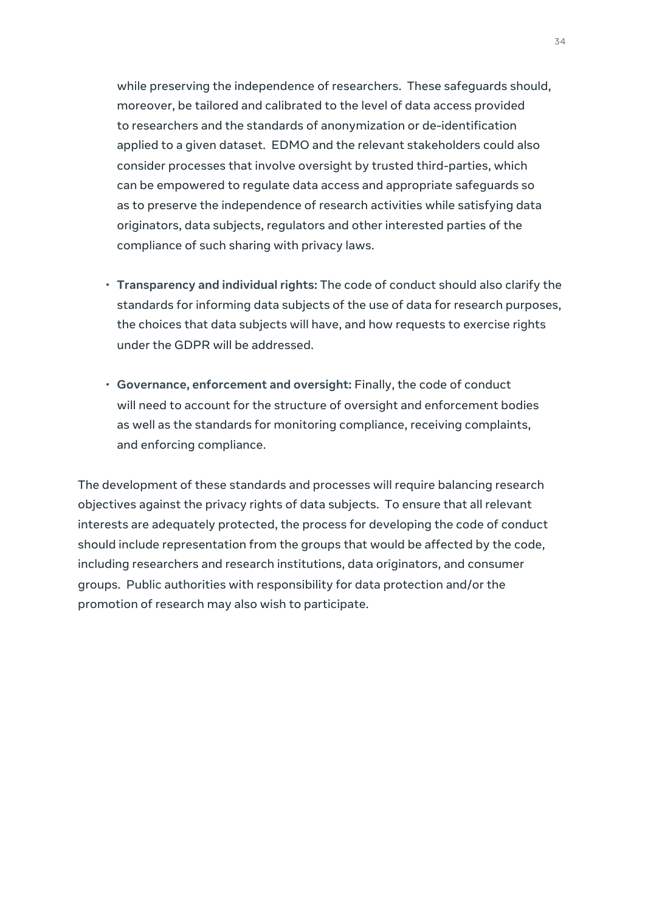while preserving the independence of researchers. These safeguards should, moreover, be tailored and calibrated to the level of data access provided to researchers and the standards of anonymization or de-identification applied to a given dataset. EDMO and the relevant stakeholders could also consider processes that involve oversight by trusted third-parties, which can be empowered to regulate data access and appropriate safeguards so as to preserve the independence of research activities while satisfying data originators, data subjects, regulators and other interested parties of the compliance of such sharing with privacy laws.

- **Transparency and individual rights:** The code of conduct should also clarify the standards for informing data subjects of the use of data for research purposes, the choices that data subjects will have, and how requests to exercise rights under the GDPR will be addressed.

- **Governance, enforcement and oversight:** Finally, the code of conduct will need to account for the structure of oversight and enforcement bodies as well as the standards for monitoring compliance, receiving complaints, and enforcing compliance.

The development of these standards and processes will require balancing research objectives against the privacy rights of data subjects. To ensure that all relevant interests are adequately protected, the process for developing the code of conduct should include representation from the groups that would be affected by the code, including researchers and research institutions, data originators, and consumer groups. Public authorities with responsibility for data protection and/or the promotion of research may also wish to participate.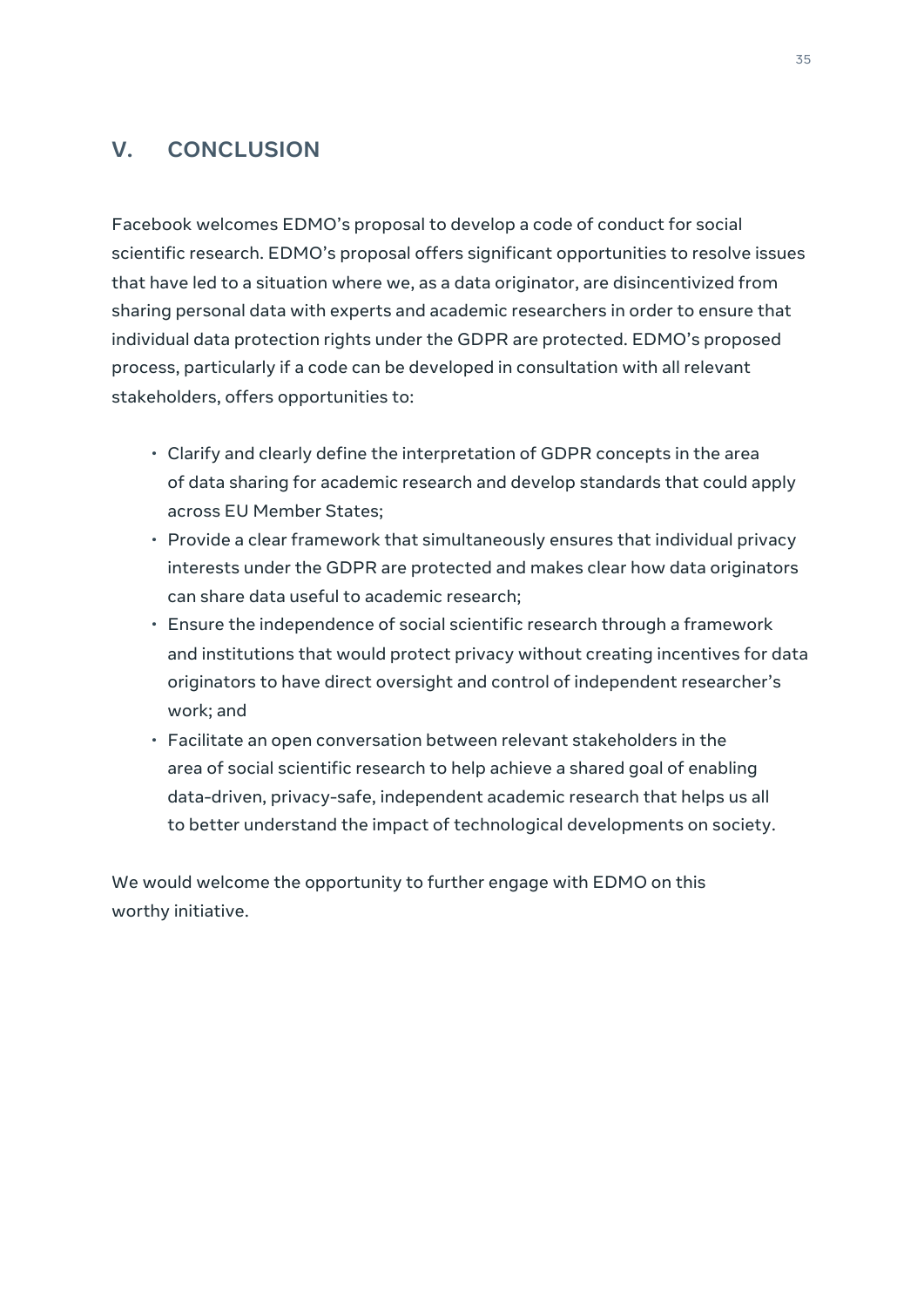## V. CONCLUSION

Facebook welcomes EDMO's proposal to develop a code of conduct for social scientific research. EDMO's proposal offers significant opportunities to resolve issues that have led to a situation where we, as a data originator, are disincentivized from sharing personal data with experts and academic researchers in order to ensure that individual data protection rights under the GDPR are protected. EDMO's proposed process, particularly if a code can be developed in consultation with all relevant stakeholders, offers opportunities to:

- Clarify and clearly define the interpretation of GDPR concepts in the area of data sharing for academic research and develop standards that could apply across EU Member States;
- Provide a clear framework that simultaneously ensures that individual privacy interests under the GDPR are protected and makes clear how data originators can share data useful to academic research;
- Ensure the independence of social scientific research through a framework and institutions that would protect privacy without creating incentives for data originators to have direct oversight and control of independent researcher's work; and
- Facilitate an open conversation between relevant stakeholders in the area of social scientific research to help achieve a shared goal of enabling data-driven, privacy-safe, independent academic research that helps us all to better understand the impact of technological developments on society.

We would welcome the opportunity to further engage with EDMO on this worthy initiative.